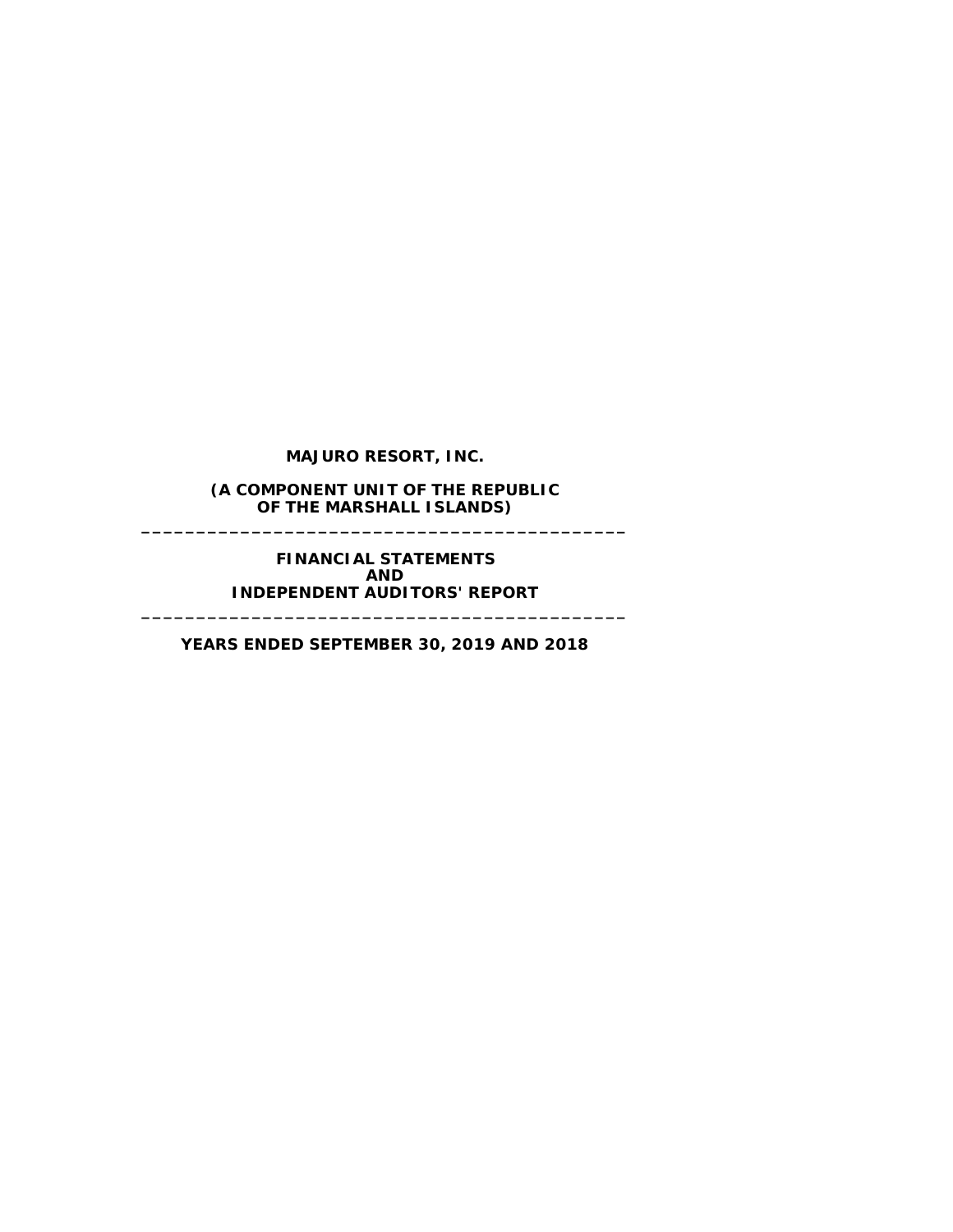**MAJURO RESORT, INC.**

**(A COMPONENT UNIT OF THE REPUBLIC OF THE MARSHALL ISLANDS)**

---

**FINANCIAL STATEMENTS AND INDEPENDENT AUDITORS' REPORT**

---

**YEARS ENDED SEPTEMBER 30, 2019 AND 2018**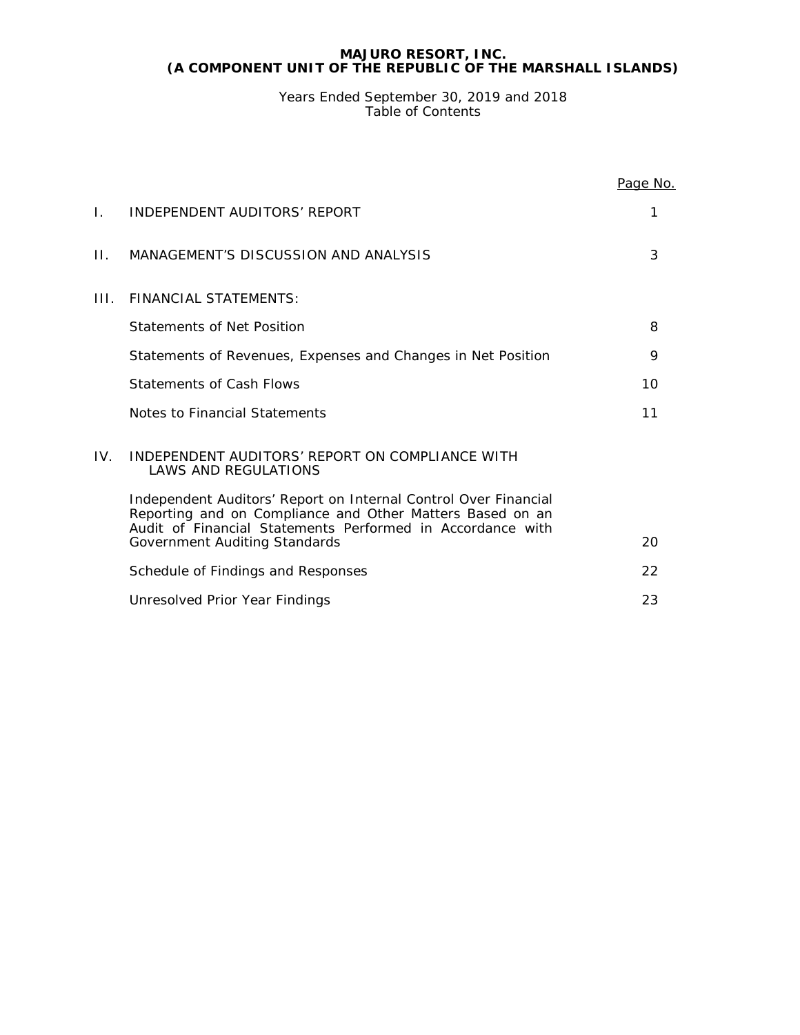# MAJURO RESORT, INC.
# (A COMPONENT UNIT OF THE REPUBLIC OF THE MARSHALL ISLANDS)

Years Ended September 30, 2019 and 2018
Table of Contents

| | | Page No. |
|---|---|---|
| I. | INDEPENDENT AUDITORS' REPORT | 1 |
| II. | MANAGEMENT'S DISCUSSION AND ANALYSIS | 3 |
| III. | FINANCIAL STATEMENTS: | |
| | Statements of Net Position | 8 |
| | Statements of Revenues, Expenses and Changes in Net Position | 9 |
| | Statements of Cash Flows | 10 |
| | Notes to Financial Statements | 11 |
| IV. | INDEPENDENT AUDITORS' REPORT ON COMPLIANCE WITH LAWS AND REGULATIONS | |
| | Independent Auditors' Report on Internal Control Over Financial Reporting and on Compliance and Other Matters Based on an Audit of Financial Statements Performed in Accordance with Government Auditing Standards | 20 |
| | Schedule of Findings and Responses | 22 |
| | Unresolved Prior Year Findings | 23 |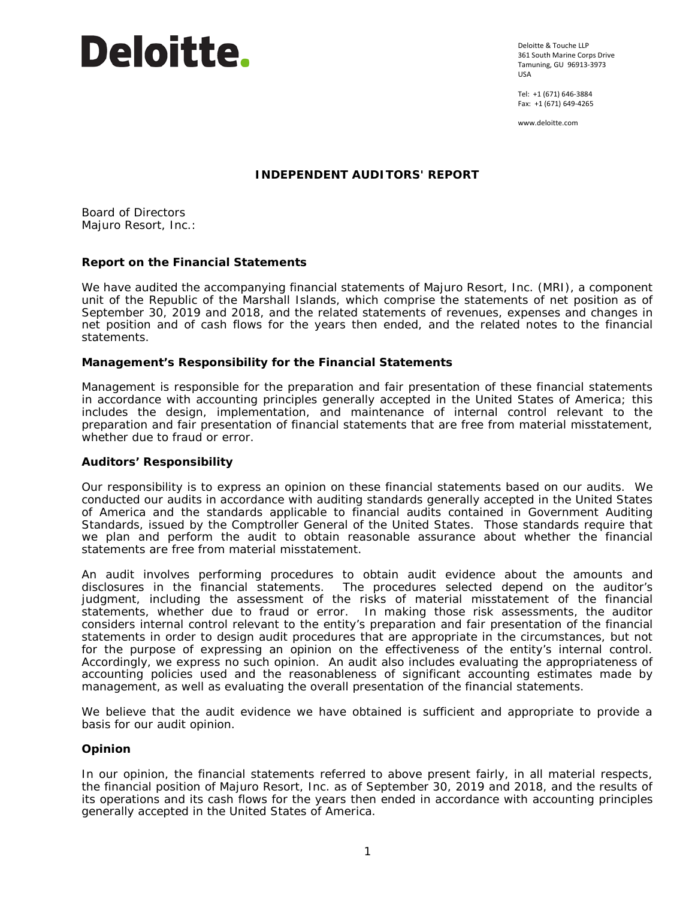Deloitte.

Deloitte & Touche LLP
361 South Marine Corps Drive
Tamuning, GU 96913-3973
USA

Tel: +1 (671) 646-3884
Fax: +1 (671) 649-4265

www.deloitte.com

## INDEPENDENT AUDITORS' REPORT

Board of Directors
Majuro Resort, Inc.:

### Report on the Financial Statements

We have audited the accompanying financial statements of Majuro Resort, Inc. (MRI), a component unit of the Republic of the Marshall Islands, which comprise the statements of net position as of September 30, 2019 and 2018, and the related statements of revenues, expenses and changes in net position and of cash flows for the years then ended, and the related notes to the financial statements.

### Management's Responsibility for the Financial Statements

Management is responsible for the preparation and fair presentation of these financial statements in accordance with accounting principles generally accepted in the United States of America; this includes the design, implementation, and maintenance of internal control relevant to the preparation and fair presentation of financial statements that are free from material misstatement, whether due to fraud or error.

### Auditors' Responsibility

Our responsibility is to express an opinion on these financial statements based on our audits. We conducted our audits in accordance with auditing standards generally accepted in the United States of America and the standards applicable to financial audits contained in Government Auditing Standards, issued by the Comptroller General of the United States. Those standards require that we plan and perform the audit to obtain reasonable assurance about whether the financial statements are free from material misstatement.

An audit involves performing procedures to obtain audit evidence about the amounts and disclosures in the financial statements. The procedures selected depend on the auditor's judgment, including the assessment of the risks of material misstatement of the financial statements, whether due to fraud or error. In making those risk assessments, the auditor considers internal control relevant to the entity's preparation and fair presentation of the financial statements in order to design audit procedures that are appropriate in the circumstances, but not for the purpose of expressing an opinion on the effectiveness of the entity's internal control. Accordingly, we express no such opinion. An audit also includes evaluating the appropriateness of accounting policies used and the reasonableness of significant accounting estimates made by management, as well as evaluating the overall presentation of the financial statements.

We believe that the audit evidence we have obtained is sufficient and appropriate to provide a basis for our audit opinion.

### Opinion

In our opinion, the financial statements referred to above present fairly, in all material respects, the financial position of Majuro Resort, Inc. as of September 30, 2019 and 2018, and the results of its operations and its cash flows for the years then ended in accordance with accounting principles generally accepted in the United States of America.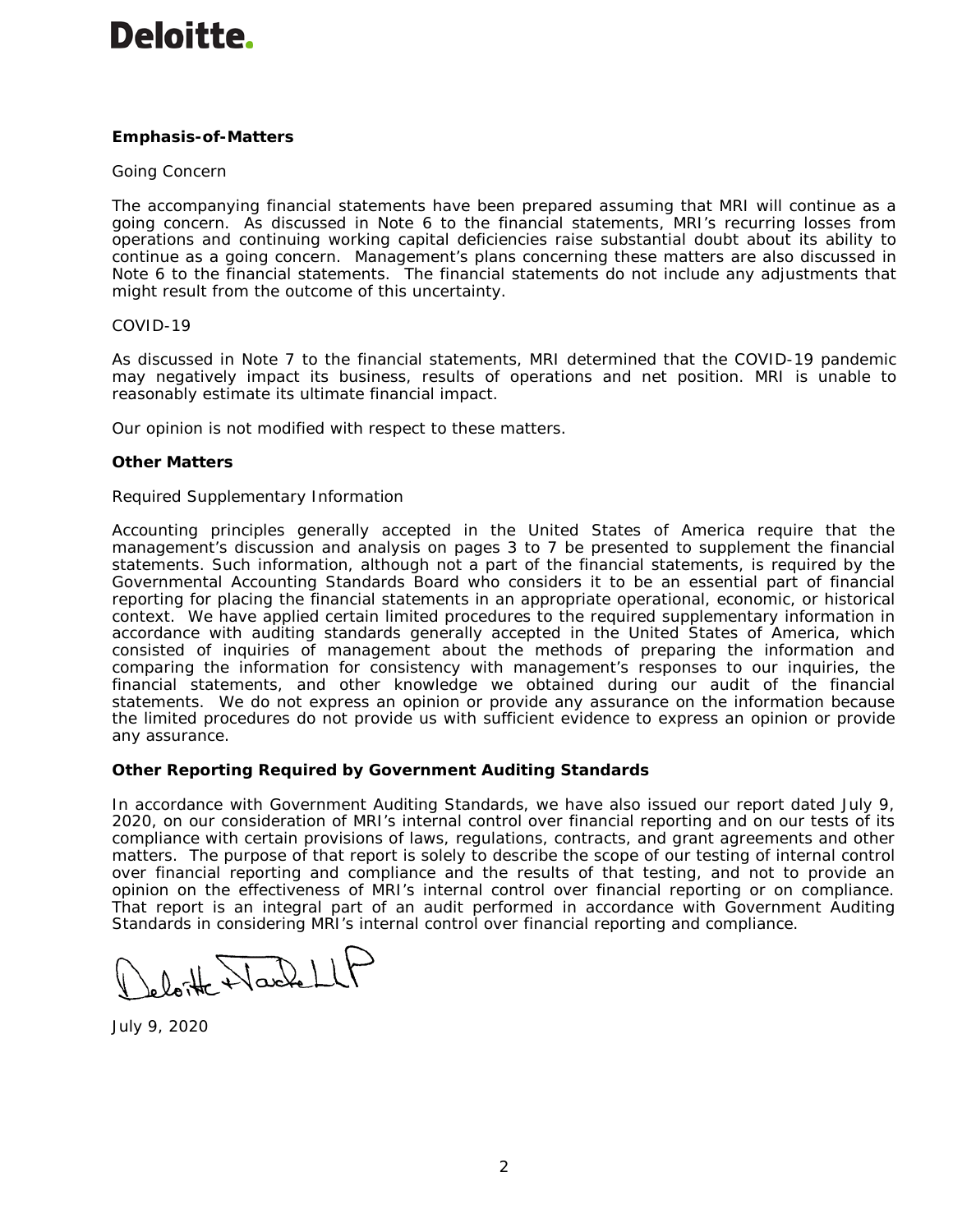**Emphasis-of-Matters**

Going Concern

The accompanying financial statements have been prepared assuming that MRI will continue as a going concern. As discussed in Note 6 to the financial statements, MRI's recurring losses from operations and continuing working capital deficiencies raise substantial doubt about its ability to continue as a going concern. Management's plans concerning these matters are also discussed in Note 6 to the financial statements. The financial statements do not include any adjustments that might result from the outcome of this uncertainty.

COVID-19

As discussed in Note 7 to the financial statements, MRI determined that the COVID-19 pandemic may negatively impact its business, results of operations and net position. MRI is unable to reasonably estimate its ultimate financial impact.

Our opinion is not modified with respect to these matters.

**Other Matters**

Required Supplementary Information

Accounting principles generally accepted in the United States of America require that the management's discussion and analysis on pages 3 to 7 be presented to supplement the financial statements. Such information, although not a part of the financial statements, is required by the Governmental Accounting Standards Board who considers it to be an essential part of financial reporting for placing the financial statements in an appropriate operational, economic, or historical context. We have applied certain limited procedures to the required supplementary information in accordance with auditing standards generally accepted in the United States of America, which consisted of inquiries of management about the methods of preparing the information and comparing the information for consistency with management's responses to our inquiries, the financial statements, and other knowledge we obtained during our audit of the financial statements. We do not express an opinion or provide any assurance on the information because the limited procedures do not provide us with sufficient evidence to express an opinion or provide any assurance.

**Other Reporting Required by Government Auditing Standards**

In accordance with Government Auditing Standards, we have also issued our report dated July 9, 2020, on our consideration of MRI's internal control over financial reporting and on our tests of its compliance with certain provisions of laws, regulations, contracts, and grant agreements and other matters. The purpose of that report is solely to describe the scope of our testing of internal control over financial reporting and compliance and the results of that testing, and not to provide an opinion on the effectiveness of MRI's internal control over financial reporting or on compliance. That report is an integral part of an audit performed in accordance with Government Auditing Standards in considering MRI's internal control over financial reporting and compliance.

Deloitte & Touche LLP

July 9, 2020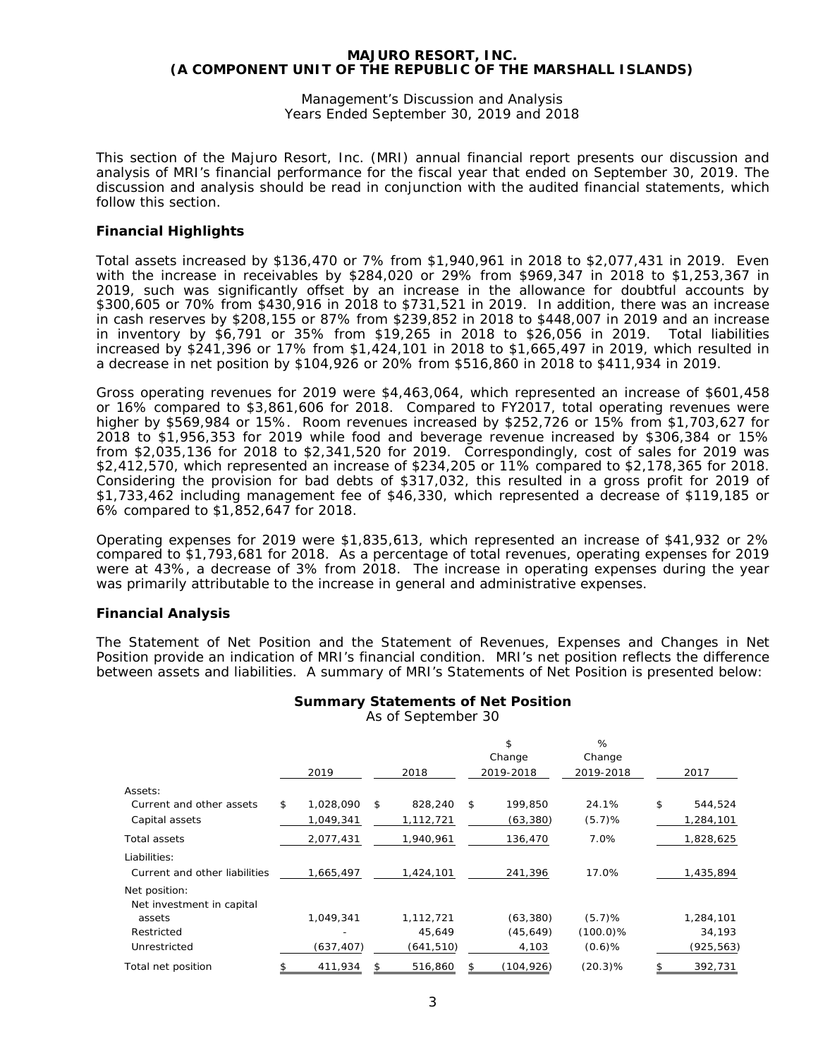# MAJURO RESORT, INC.
# (A COMPONENT UNIT OF THE REPUBLIC OF THE MARSHALL ISLANDS)

Management's Discussion and Analysis
Years Ended September 30, 2019 and 2018

This section of the Majuro Resort, Inc. (MRI) annual financial report presents our discussion and analysis of MRI's financial performance for the fiscal year that ended on September 30, 2019. The discussion and analysis should be read in conjunction with the audited financial statements, which follow this section.

## Financial Highlights

Total assets increased by $136,470 or 7% from $1,940,961 in 2018 to $2,077,431 in 2019. Even with the increase in receivables by $284,020 or 29% from $969,347 in 2018 to $1,253,367 in 2019, such was significantly offset by an increase in the allowance for doubtful accounts by $300,605 or 70% from $430,916 in 2018 to $731,521 in 2019. In addition, there was an increase in cash reserves by $208,155 or 87% from $239,852 in 2018 to $448,007 in 2019 and an increase in inventory by $6,791 or 35% from $19,265 in 2018 to $26,056 in 2019. Total liabilities increased by $241,396 or 17% from $1,424,101 in 2018 to $1,665,497 in 2019, which resulted in a decrease in net position by $104,926 or 20% from $516,860 in 2018 to $411,934 in 2019.

Gross operating revenues for 2019 were $4,463,064, which represented an increase of $601,458 or 16% compared to $3,861,606 for 2018. Compared to FY2017, total operating revenues were higher by $569,984 or 15%. Room revenues increased by $252,726 or 15% from $1,703,627 for 2018 to $1,956,353 for 2019 while food and beverage revenue increased by $306,384 or 15% from $2,035,136 for 2018 to $2,341,520 for 2019. Correspondingly, cost of sales for 2019 was $2,412,570, which represented an increase of $234,205 or 11% compared to $2,178,365 for 2018. Considering the provision for bad debts of $317,032, this resulted in a gross profit for 2019 of $1,733,462 including management fee of $46,330, which represented a decrease of $119,185 or 6% compared to $1,852,647 for 2018.

Operating expenses for 2019 were $1,835,613, which represented an increase of $41,932 or 2% compared to $1,793,681 for 2018. As a percentage of total revenues, operating expenses for 2019 were at 43%, a decrease of 3% from 2018. The increase in operating expenses during the year was primarily attributable to the increase in general and administrative expenses.

## Financial Analysis

The Statement of Net Position and the Statement of Revenues, Expenses and Changes in Net Position provide an indication of MRI's financial condition. MRI's net position reflects the difference between assets and liabilities. A summary of MRI's Statements of Net Position is presented below:

**Summary Statements of Net Position**
As of September 30

| | 2019 | 2018 | $ Change 2019-2018 | % Change 2019-2018 | 2017 |
|---|---|---|---|---|---|
| Assets: | | | | | |
| Current and other assets | $ 1,028,090 | $ 828,240 | $ 199,850 | 24.1% | $ 544,524 |
| Capital assets | 1,049,341 | 1,112,721 | (63,380) | (5.7)% | 1,284,101 |
| Total assets | 2,077,431 | 1,940,961 | 136,470 | 7.0% | 1,828,625 |
| Liabilities: | | | | | |
| Current and other liabilities | 1,665,497 | 1,424,101 | 241,396 | 17.0% | 1,435,894 |
| Net position: | | | | | |
| Net investment in capital assets | 1,049,341 | 1,112,721 | (63,380) | (5.7)% | 1,284,101 |
| Restricted | - | 45,649 | (45,649) | (100.0)% | 34,193 |
| Unrestricted | (637,407) | (641,510) | 4,103 | (0.6)% | (925,563) |
| Total net position | $ 411,934 | $ 516,860 | $ (104,926) | (20.3)% | $ 392,731 |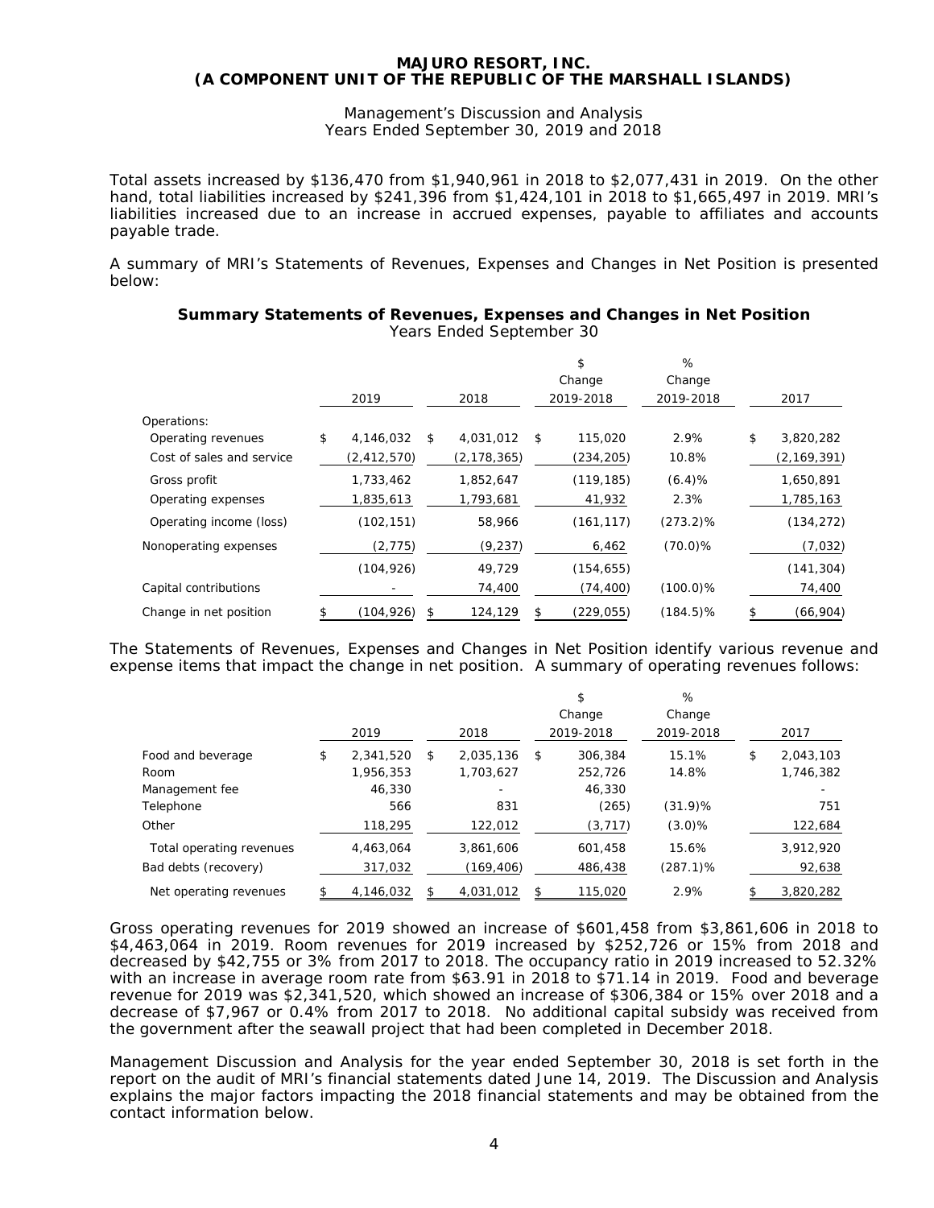# MAJURO RESORT, INC.
# (A COMPONENT UNIT OF THE REPUBLIC OF THE MARSHALL ISLANDS)

Management's Discussion and Analysis
Years Ended September 30, 2019 and 2018

Total assets increased by $136,470 from $1,940,961 in 2018 to $2,077,431 in 2019. On the other hand, total liabilities increased by $241,396 from $1,424,101 in 2018 to $1,665,497 in 2019. MRI's liabilities increased due to an increase in accrued expenses, payable to affiliates and accounts payable trade.

A summary of MRI's Statements of Revenues, Expenses and Changes in Net Position is presented below:

**Summary Statements of Revenues, Expenses and Changes in Net Position**
Years Ended September 30

| | 2019 | 2018 | $ Change 2019-2018 | % Change 2019-2018 | 2017 |
|---|---|---|---|---|---|
| Operations: | | | | | |
| Operating revenues | $ 4,146,032 | $ 4,031,012 | $ 115,020 | 2.9% | $ 3,820,282 |
| Cost of sales and service | (2,412,570) | (2,178,365) | (234,205) | 10.8% | (2,169,391) |
| Gross profit | 1,733,462 | 1,852,647 | (119,185) | (6.4)% | 1,650,891 |
| Operating expenses | 1,835,613 | 1,793,681 | 41,932 | 2.3% | 1,785,163 |
| Operating income (loss) | (102,151) | 58,966 | (161,117) | (273.2)% | (134,272) |
| Nonoperating expenses | (2,775) | (9,237) | 6,462 | (70.0)% | (7,032) |
| | (104,926) | 49,729 | (154,655) | | (141,304) |
| Capital contributions | - | 74,400 | (74,400) | (100.0)% | 74,400 |
| Change in net position | $ (104,926) | $ 124,129 | $ (229,055) | (184.5)% | $ (66,904) |

The Statements of Revenues, Expenses and Changes in Net Position identify various revenue and expense items that impact the change in net position. A summary of operating revenues follows:

| | 2019 | 2018 | $ Change 2019-2018 | % Change 2019-2018 | 2017 |
|---|---|---|---|---|---|
| Food and beverage | $ 2,341,520 | $ 2,035,136 | $ 306,384 | 15.1% | $ 2,043,103 |
| Room | 1,956,353 | 1,703,627 | 252,726 | 14.8% | 1,746,382 |
| Management fee | 46,330 | - | 46,330 | | - |
| Telephone | 566 | 831 | (265) | (31.9)% | 751 |
| Other | 118,295 | 122,012 | (3,717) | (3.0)% | 122,684 |
| Total operating revenues | 4,463,064 | 3,861,606 | 601,458 | 15.6% | 3,912,920 |
| Bad debts (recovery) | 317,032 | (169,406) | 486,438 | (287.1)% | 92,638 |
| Net operating revenues | $ 4,146,032 | $ 4,031,012 | $ 115,020 | 2.9% | $ 3,820,282 |

Gross operating revenues for 2019 showed an increase of $601,458 from $3,861,606 in 2018 to $4,463,064 in 2019. Room revenues for 2019 increased by $252,726 or 15% from 2018 and decreased by $42,755 or 3% from 2017 to 2018. The occupancy ratio in 2019 increased to 52.32% with an increase in average room rate from $63.91 in 2018 to $71.14 in 2019. Food and beverage revenue for 2019 was $2,341,520, which showed an increase of $306,384 or 15% over 2018 and a decrease of $7,967 or 0.4% from 2017 to 2018. No additional capital subsidy was received from the government after the seawall project that had been completed in December 2018.

Management Discussion and Analysis for the year ended September 30, 2018 is set forth in the report on the audit of MRI's financial statements dated June 14, 2019. The Discussion and Analysis explains the major factors impacting the 2018 financial statements and may be obtained from the contact information below.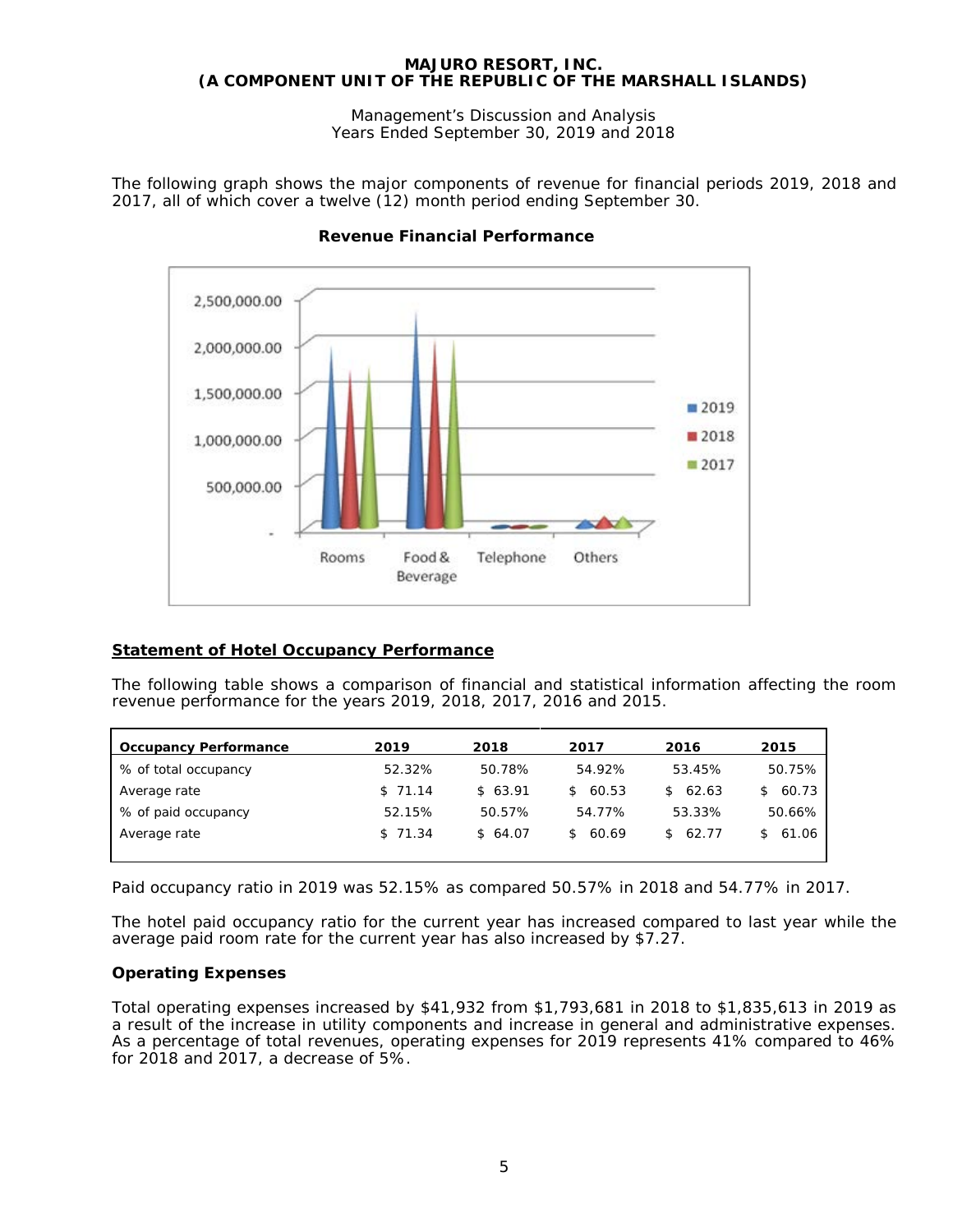The following graph shows the major components of revenue for financial periods 2019, 2018 and 2017, all of which cover a twelve (12) month period ending September 30.

**Revenue Financial Performance**

## Statement of Hotel Occupancy Performance

The following table shows a comparison of financial and statistical information affecting the room revenue performance for the years 2019, 2018, 2017, 2016 and 2015.

| Occupancy Performance | 2019 | 2018 | 2017 | 2016 | 2015 |
|---|---|---|---|---|---|
| % of total occupancy | 52.32% | 50.78% | 54.92% | 53.45% | 50.75% |
| Average rate | $ 71.14 | $ 63.91 | $ 60.53 | $ 62.63 | $ 60.73 |
| % of paid occupancy | 52.15% | 50.57% | 54.77% | 53.33% | 50.66% |
| Average rate | $ 71.34 | $ 64.07 | $ 60.69 | $ 62.77 | $ 61.06 |

Paid occupancy ratio in 2019 was 52.15% as compared 50.57% in 2018 and 54.77% in 2017.

The hotel paid occupancy ratio for the current year has increased compared to last year while the average paid room rate for the current year has also increased by $7.27.

### Operating Expenses

Total operating expenses increased by $41,932 from $1,793,681 in 2018 to $1,835,613 in 2019 as a result of the increase in utility components and increase in general and administrative expenses. As a percentage of total revenues, operating expenses for 2019 represents 41% compared to 46% for 2018 and 2017, a decrease of 5%.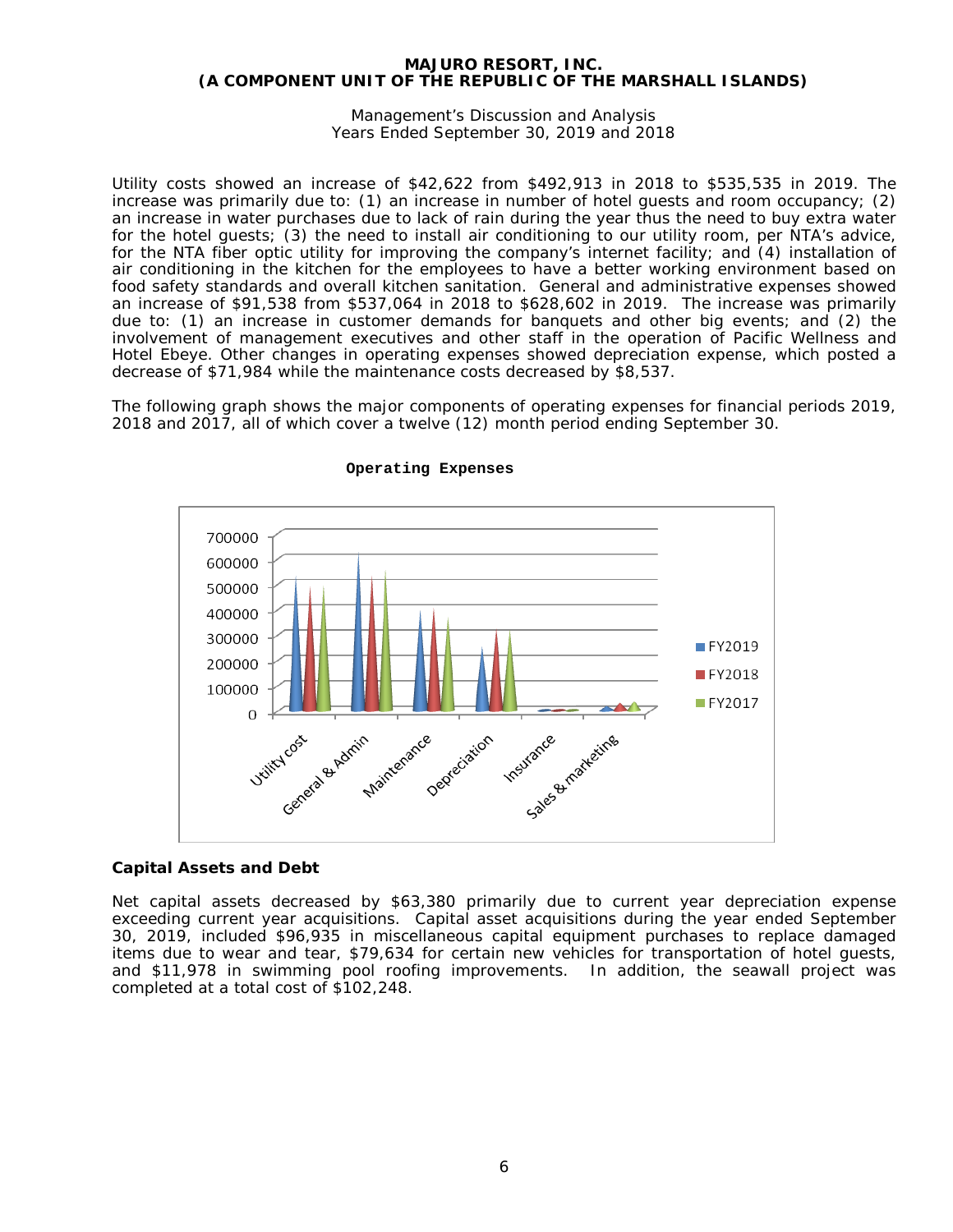Utility costs showed an increase of $42,622 from $492,913 in 2018 to $535,535 in 2019. The increase was primarily due to: (1) an increase in number of hotel guests and room occupancy; (2) an increase in water purchases due to lack of rain during the year thus the need to buy extra water for the hotel guests; (3) the need to install air conditioning to our utility room, per NTA's advice, for the NTA fiber optic utility for improving the company's internet facility; and (4) installation of air conditioning in the kitchen for the employees to have a better working environment based on food safety standards and overall kitchen sanitation. General and administrative expenses showed an increase of $91,538 from $537,064 in 2018 to $628,602 in 2019. The increase was primarily due to: (1) an increase in customer demands for banquets and other big events; and (2) the involvement of management executives and other staff in the operation of Pacific Wellness and Hotel Ebeye. Other changes in operating expenses showed depreciation expense, which posted a decrease of $71,984 while the maintenance costs decreased by $8,537.

The following graph shows the major components of operating expenses for financial periods 2019, 2018 and 2017, all of which cover a twelve (12) month period ending September 30.

**Operating Expenses**

## Capital Assets and Debt

Net capital assets decreased by $63,380 primarily due to current year depreciation expense exceeding current year acquisitions. Capital asset acquisitions during the year ended September 30, 2019, included $96,935 in miscellaneous capital equipment purchases to replace damaged items due to wear and tear, $79,634 for certain new vehicles for transportation of hotel guests, and $11,978 in swimming pool roofing improvements. In addition, the seawall project was completed at a total cost of $102,248.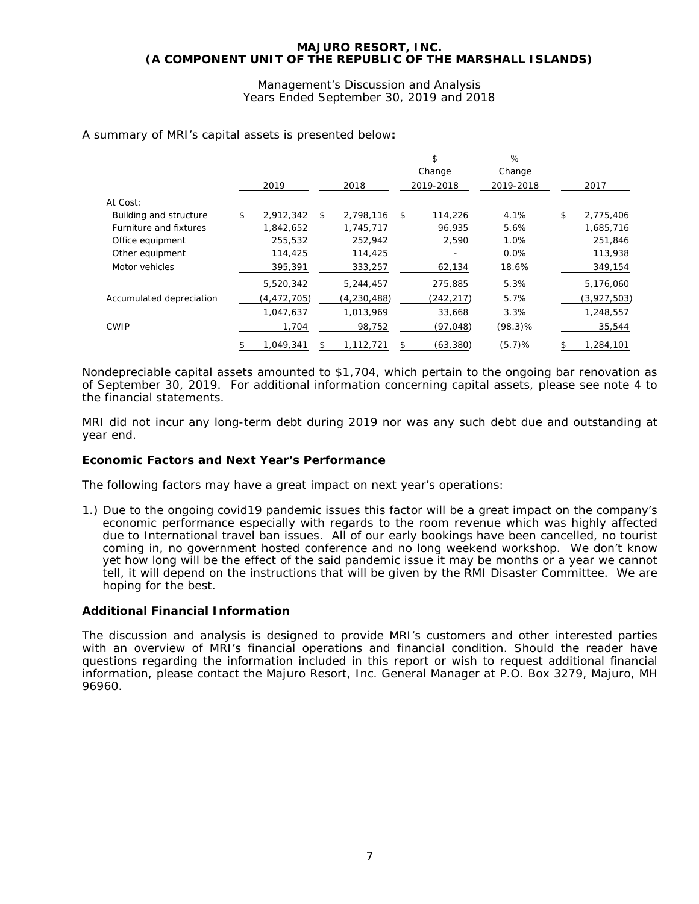# MAJURO RESORT, INC.
## (A COMPONENT UNIT OF THE REPUBLIC OF THE MARSHALL ISLANDS)

Management's Discussion and Analysis
Years Ended September 30, 2019 and 2018

A summary of MRI's capital assets is presented below**:**

| | 2019 | 2018 | $ Change 2019-2018 | % Change 2019-2018 | 2017 |
|---|---|---|---|---|---|
| At Cost: | | | | | |
| Building and structure | $ 2,912,342 | $ 2,798,116 | $ 114,226 | 4.1% | $ 2,775,406 |
| Furniture and fixtures | 1,842,652 | 1,745,717 | 96,935 | 5.6% | 1,685,716 |
| Office equipment | 255,532 | 252,942 | 2,590 | 1.0% | 251,846 |
| Other equipment | 114,425 | 114,425 | - | 0.0% | 113,938 |
| Motor vehicles | 395,391 | 333,257 | 62,134 | 18.6% | 349,154 |
| | 5,520,342 | 5,244,457 | 275,885 | 5.3% | 5,176,060 |
| Accumulated depreciation | (4,472,705) | (4,230,488) | (242,217) | 5.7% | (3,927,503) |
| | 1,047,637 | 1,013,969 | 33,668 | 3.3% | 1,248,557 |
| CWIP | 1,704 | 98,752 | (97,048) | (98.3)% | 35,544 |
| | $ 1,049,341 | $ 1,112,721 | $ (63,380) | (5.7)% | $ 1,284,101 |

Nondepreciable capital assets amounted to $1,704, which pertain to the ongoing bar renovation as of September 30, 2019. For additional information concerning capital assets, please see note 4 to the financial statements.

MRI did not incur any long-term debt during 2019 nor was any such debt due and outstanding at year end.

### Economic Factors and Next Year's Performance

The following factors may have a great impact on next year's operations:

1.) Due to the ongoing covid19 pandemic issues this factor will be a great impact on the company's economic performance especially with regards to the room revenue which was highly affected due to International travel ban issues. All of our early bookings have been cancelled, no tourist coming in, no government hosted conference and no long weekend workshop. We don't know yet how long will be the effect of the said pandemic issue it may be months or a year we cannot tell, it will depend on the instructions that will be given by the RMI Disaster Committee. We are hoping for the best.

### Additional Financial Information

The discussion and analysis is designed to provide MRI's customers and other interested parties with an overview of MRI's financial operations and financial condition. Should the reader have questions regarding the information included in this report or wish to request additional financial information, please contact the Majuro Resort, Inc. General Manager at P.O. Box 3279, Majuro, MH 96960.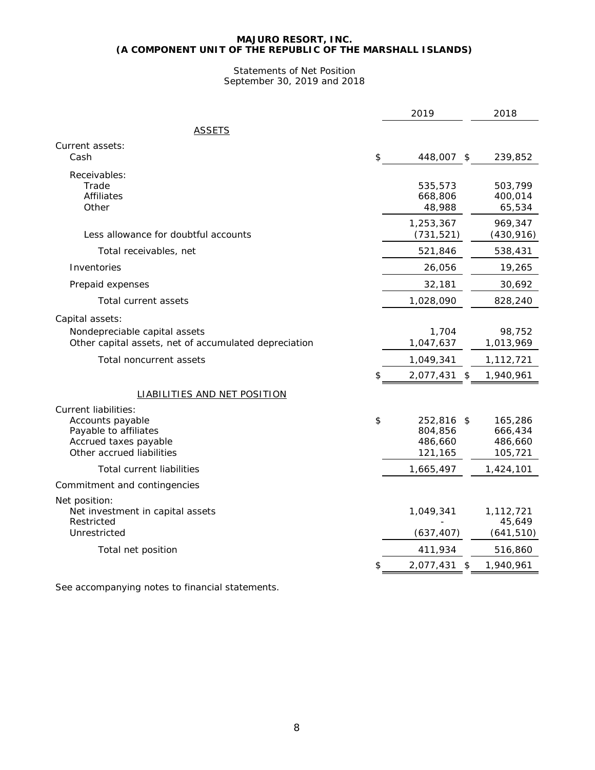**MAJURO RESORT, INC.**
**(A COMPONENT UNIT OF THE REPUBLIC OF THE MARSHALL ISLANDS)**

Statements of Net Position
September 30, 2019 and 2018

| | 2019 | 2018 |
|---|---|---|
| **ASSETS** | | |
| Current assets: | | |
| Cash | $ 448,007 | $ 239,852 |
| Receivables: | | |
| Trade | 535,573 | 503,799 |
| Affiliates | 668,806 | 400,014 |
| Other | 48,988 | 65,534 |
| | 1,253,367 | 969,347 |
| Less allowance for doubtful accounts | (731,521) | (430,916) |
| Total receivables, net | 521,846 | 538,431 |
| Inventories | 26,056 | 19,265 |
| Prepaid expenses | 32,181 | 30,692 |
| Total current assets | 1,028,090 | 828,240 |
| Capital assets: | | |
| Nondepreciable capital assets | 1,704 | 98,752 |
| Other capital assets, net of accumulated depreciation | 1,047,637 | 1,013,969 |
| Total noncurrent assets | 1,049,341 | 1,112,721 |
| | $ 2,077,431 | $ 1,940,961 |
| **LIABILITIES AND NET POSITION** | | |
| Current liabilities: | | |
| Accounts payable | $ 252,816 | $ 165,286 |
| Payable to affiliates | 804,856 | 666,434 |
| Accrued taxes payable | 486,660 | 486,660 |
| Other accrued liabilities | 121,165 | 105,721 |
| Total current liabilities | 1,665,497 | 1,424,101 |
| Commitment and contingencies | | |
| Net position: | | |
| Net investment in capital assets | 1,049,341 | 1,112,721 |
| Restricted | - | 45,649 |
| Unrestricted | (637,407) | (641,510) |
| Total net position | 411,934 | 516,860 |
| | $ 2,077,431 | $ 1,940,961 |

See accompanying notes to financial statements.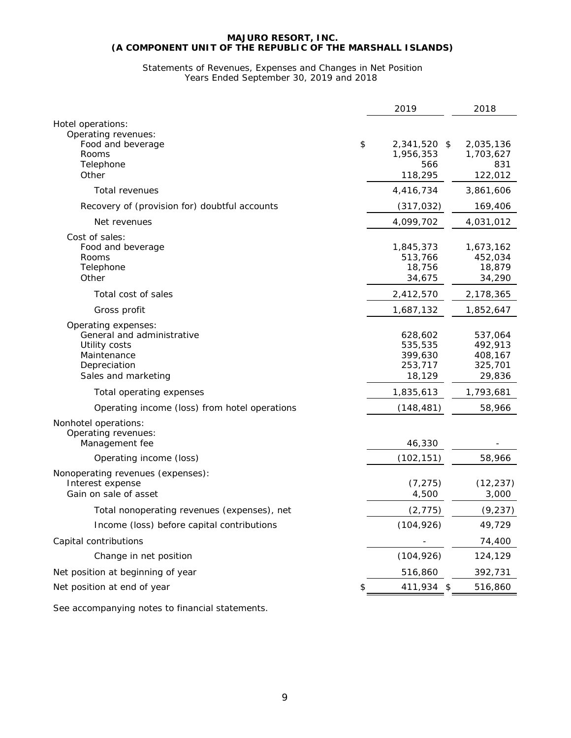**MAJURO RESORT, INC.**
**(A COMPONENT UNIT OF THE REPUBLIC OF THE MARSHALL ISLANDS)**

Statements of Revenues, Expenses and Changes in Net Position
Years Ended September 30, 2019 and 2018

| | 2019 | 2018 |
|---|---|---|
| Hotel operations: | | |
| Operating revenues: | | |
| Food and beverage | $ 2,341,520 | $ 2,035,136 |
| Rooms | 1,956,353 | 1,703,627 |
| Telephone | 566 | 831 |
| Other | 118,295 | 122,012 |
| Total revenues | 4,416,734 | 3,861,606 |
| Recovery of (provision for) doubtful accounts | (317,032) | 169,406 |
| Net revenues | 4,099,702 | 4,031,012 |
| Cost of sales: | | |
| Food and beverage | 1,845,373 | 1,673,162 |
| Rooms | 513,766 | 452,034 |
| Telephone | 18,756 | 18,879 |
| Other | 34,675 | 34,290 |
| Total cost of sales | 2,412,570 | 2,178,365 |
| Gross profit | 1,687,132 | 1,852,647 |
| Operating expenses: | | |
| General and administrative | 628,602 | 537,064 |
| Utility costs | 535,535 | 492,913 |
| Maintenance | 399,630 | 408,167 |
| Depreciation | 253,717 | 325,701 |
| Sales and marketing | 18,129 | 29,836 |
| Total operating expenses | 1,835,613 | 1,793,681 |
| Operating income (loss) from hotel operations | (148,481) | 58,966 |
| Nonhotel operations: | | |
| Operating revenues: | | |
| Management fee | 46,330 | - |
| Operating income (loss) | (102,151) | 58,966 |
| Nonoperating revenues (expenses): | | |
| Interest expense | (7,275) | (12,237) |
| Gain on sale of asset | 4,500 | 3,000 |
| Total nonoperating revenues (expenses), net | (2,775) | (9,237) |
| Income (loss) before capital contributions | (104,926) | 49,729 |
| Capital contributions | - | 74,400 |
| Change in net position | (104,926) | 124,129 |
| Net position at beginning of year | 516,860 | 392,731 |
| Net position at end of year | $ 411,934 | $ 516,860 |

See accompanying notes to financial statements.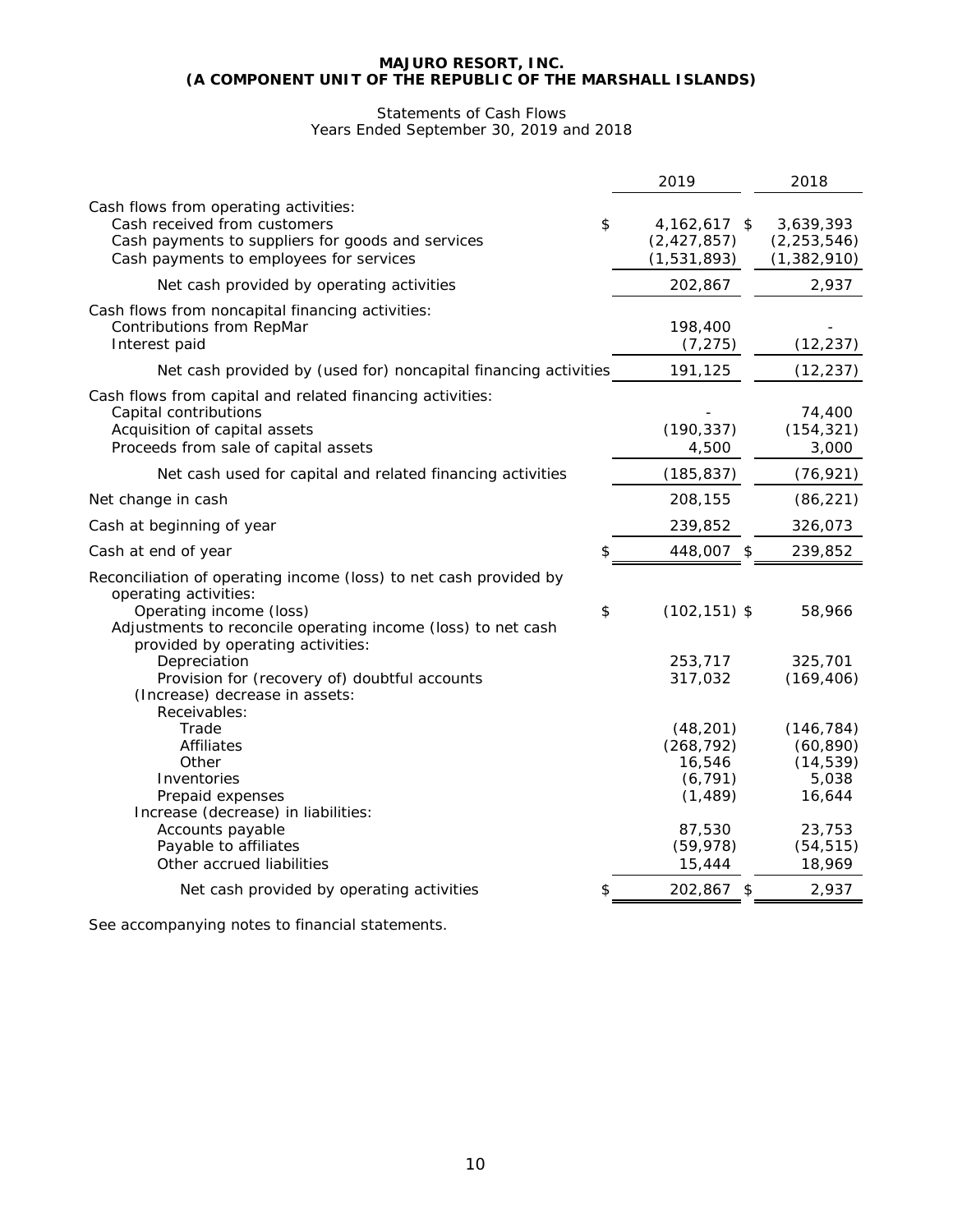**MAJURO RESORT, INC.**
**(A COMPONENT UNIT OF THE REPUBLIC OF THE MARSHALL ISLANDS)**

Statements of Cash Flows
Years Ended September 30, 2019 and 2018

| | 2019 | 2018 |
|---|---|---|
| Cash flows from operating activities: | | |
| Cash received from customers | $ 4,162,617 | $ 3,639,393 |
| Cash payments to suppliers for goods and services | (2,427,857) | (2,253,546) |
| Cash payments to employees for services | (1,531,893) | (1,382,910) |
| Net cash provided by operating activities | 202,867 | 2,937 |
| Cash flows from noncapital financing activities: | | |
| Contributions from RepMar | 198,400 | - |
| Interest paid | (7,275) | (12,237) |
| Net cash provided by (used for) noncapital financing activities | 191,125 | (12,237) |
| Cash flows from capital and related financing activities: | | |
| Capital contributions | - | 74,400 |
| Acquisition of capital assets | (190,337) | (154,321) |
| Proceeds from sale of capital assets | 4,500 | 3,000 |
| Net cash used for capital and related financing activities | (185,837) | (76,921) |
| Net change in cash | 208,155 | (86,221) |
| Cash at beginning of year | 239,852 | 326,073 |
| Cash at end of year | $ 448,007 | $ 239,852 |
| Reconciliation of operating income (loss) to net cash provided by operating activities: | | |
| Operating income (loss) | $ (102,151) | $ 58,966 |
| Adjustments to reconcile operating income (loss) to net cash provided by operating activities: | | |
| Depreciation | 253,717 | 325,701 |
| Provision for (recovery of) doubtful accounts | 317,032 | (169,406) |
| (Increase) decrease in assets: | | |
| Receivables: | | |
| Trade | (48,201) | (146,784) |
| Affiliates | (268,792) | (60,890) |
| Other | 16,546 | (14,539) |
| Inventories | (6,791) | 5,038 |
| Prepaid expenses | (1,489) | 16,644 |
| Increase (decrease) in liabilities: | | |
| Accounts payable | 87,530 | 23,753 |
| Payable to affiliates | (59,978) | (54,515) |
| Other accrued liabilities | 15,444 | 18,969 |
| Net cash provided by operating activities | $ 202,867 | $ 2,937 |

See accompanying notes to financial statements.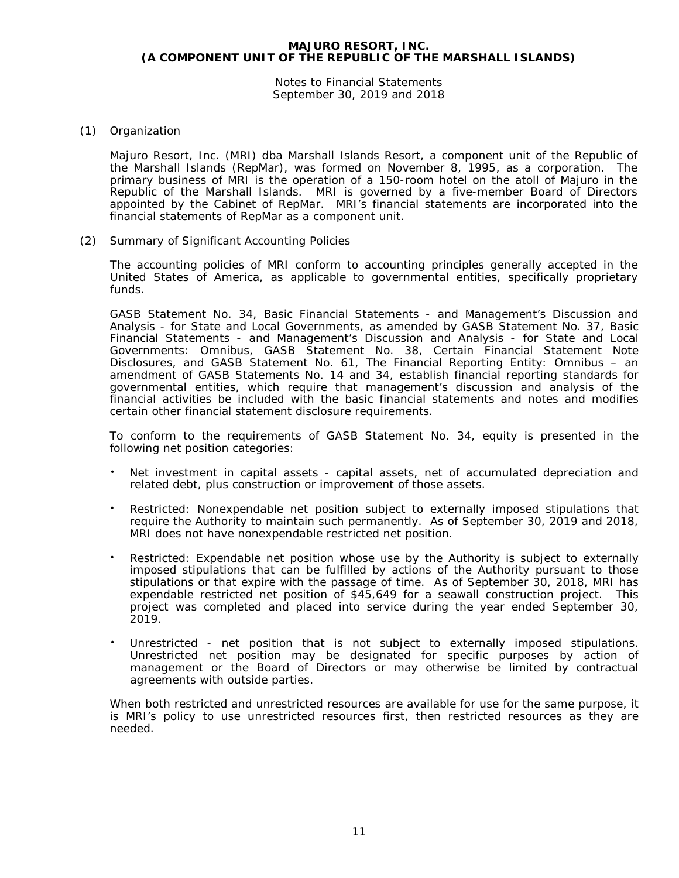# MAJURO RESORT, INC.
# (A COMPONENT UNIT OF THE REPUBLIC OF THE MARSHALL ISLANDS)

Notes to Financial Statements
September 30, 2019 and 2018

## (1) Organization

Majuro Resort, Inc. (MRI) dba Marshall Islands Resort, a component unit of the Republic of the Marshall Islands (RepMar), was formed on November 8, 1995, as a corporation. The primary business of MRI is the operation of a 150-room hotel on the atoll of Majuro in the Republic of the Marshall Islands. MRI is governed by a five-member Board of Directors appointed by the Cabinet of RepMar. MRI's financial statements are incorporated into the financial statements of RepMar as a component unit.

## (2) Summary of Significant Accounting Policies

The accounting policies of MRI conform to accounting principles generally accepted in the United States of America, as applicable to governmental entities, specifically proprietary funds.

GASB Statement No. 34, Basic Financial Statements - and Management's Discussion and Analysis - for State and Local Governments, as amended by GASB Statement No. 37, Basic Financial Statements - and Management's Discussion and Analysis - for State and Local Governments: Omnibus, GASB Statement No. 38, Certain Financial Statement Note Disclosures, and GASB Statement No. 61, The Financial Reporting Entity: Omnibus – an amendment of GASB Statements No. 14 and 34, establish financial reporting standards for governmental entities, which require that management's discussion and analysis of the financial activities be included with the basic financial statements and notes and modifies certain other financial statement disclosure requirements.

To conform to the requirements of GASB Statement No. 34, equity is presented in the following net position categories:

- Net investment in capital assets - capital assets, net of accumulated depreciation and related debt, plus construction or improvement of those assets.
- Restricted: Nonexpendable net position subject to externally imposed stipulations that require the Authority to maintain such permanently. As of September 30, 2019 and 2018, MRI does not have nonexpendable restricted net position.
- Restricted: Expendable net position whose use by the Authority is subject to externally imposed stipulations that can be fulfilled by actions of the Authority pursuant to those stipulations or that expire with the passage of time. As of September 30, 2018, MRI has expendable restricted net position of $45,649 for a seawall construction project. This project was completed and placed into service during the year ended September 30, 2019.
- Unrestricted - net position that is not subject to externally imposed stipulations. Unrestricted net position may be designated for specific purposes by action of management or the Board of Directors or may otherwise be limited by contractual agreements with outside parties.

When both restricted and unrestricted resources are available for use for the same purpose, it is MRI's policy to use unrestricted resources first, then restricted resources as they are needed.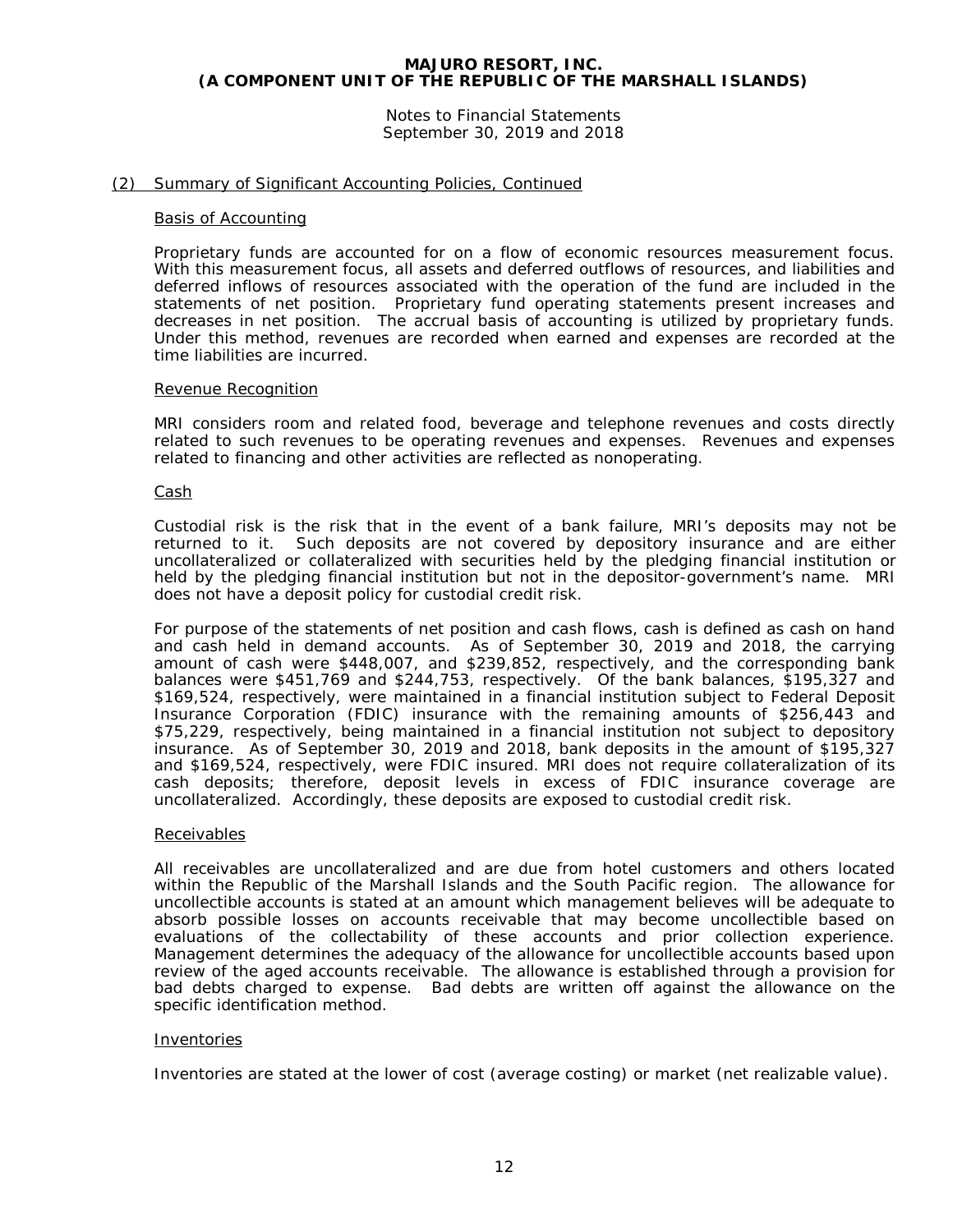## (2) Summary of Significant Accounting Policies, Continued

### Basis of Accounting

Proprietary funds are accounted for on a flow of economic resources measurement focus. With this measurement focus, all assets and deferred outflows of resources, and liabilities and deferred inflows of resources associated with the operation of the fund are included in the statements of net position. Proprietary fund operating statements present increases and decreases in net position. The accrual basis of accounting is utilized by proprietary funds. Under this method, revenues are recorded when earned and expenses are recorded at the time liabilities are incurred.

### Revenue Recognition

MRI considers room and related food, beverage and telephone revenues and costs directly related to such revenues to be operating revenues and expenses. Revenues and expenses related to financing and other activities are reflected as nonoperating.

### Cash

Custodial risk is the risk that in the event of a bank failure, MRI's deposits may not be returned to it. Such deposits are not covered by depository insurance and are either uncollateralized or collateralized with securities held by the pledging financial institution or held by the pledging financial institution but not in the depositor-government's name. MRI does not have a deposit policy for custodial credit risk.

For purpose of the statements of net position and cash flows, cash is defined as cash on hand and cash held in demand accounts. As of September 30, 2019 and 2018, the carrying amount of cash were $448,007, and $239,852, respectively, and the corresponding bank balances were $451,769 and $244,753, respectively. Of the bank balances, $195,327 and $169,524, respectively, were maintained in a financial institution subject to Federal Deposit Insurance Corporation (FDIC) insurance with the remaining amounts of $256,443 and $75,229, respectively, being maintained in a financial institution not subject to depository insurance. As of September 30, 2019 and 2018, bank deposits in the amount of $195,327 and $169,524, respectively, were FDIC insured. MRI does not require collateralization of its cash deposits; therefore, deposit levels in excess of FDIC insurance coverage are uncollateralized. Accordingly, these deposits are exposed to custodial credit risk.

### Receivables

All receivables are uncollateralized and are due from hotel customers and others located within the Republic of the Marshall Islands and the South Pacific region. The allowance for uncollectible accounts is stated at an amount which management believes will be adequate to absorb possible losses on accounts receivable that may become uncollectible based on evaluations of the collectability of these accounts and prior collection experience. Management determines the adequacy of the allowance for uncollectible accounts based upon review of the aged accounts receivable. The allowance is established through a provision for bad debts charged to expense. Bad debts are written off against the allowance on the specific identification method.

### Inventories

Inventories are stated at the lower of cost (average costing) or market (net realizable value).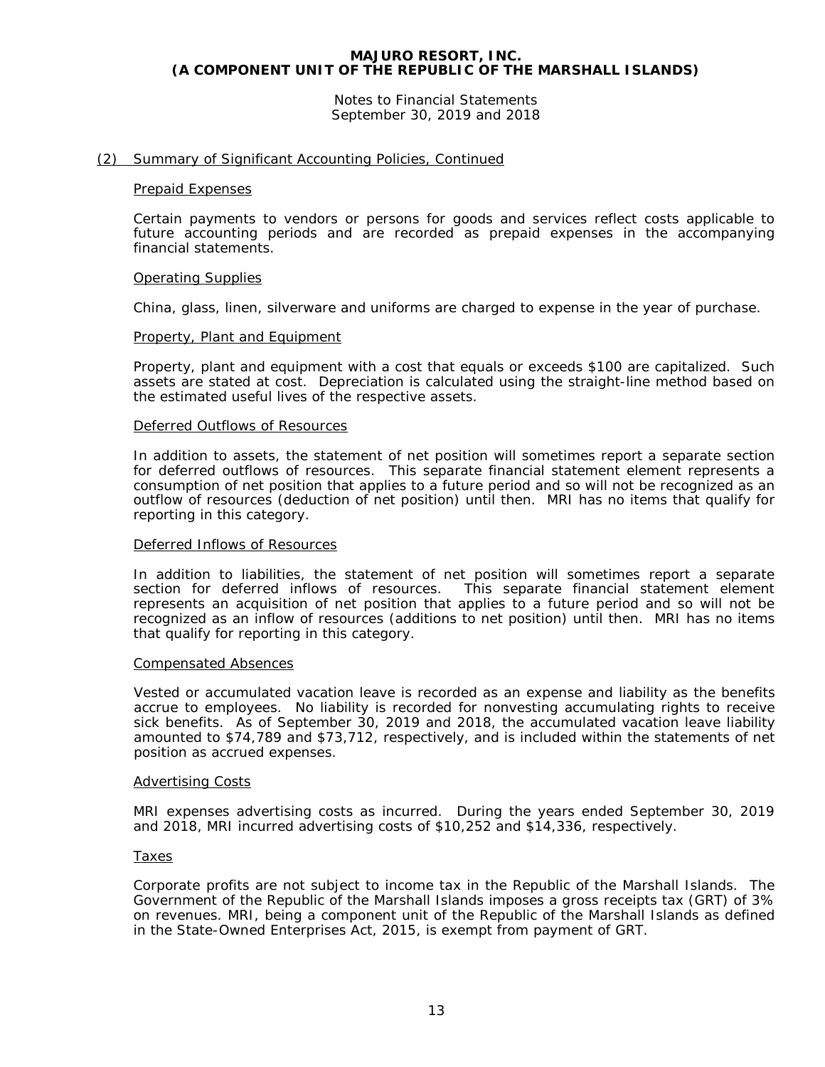## (2) Summary of Significant Accounting Policies, Continued

### Prepaid Expenses

Certain payments to vendors or persons for goods and services reflect costs applicable to future accounting periods and are recorded as prepaid expenses in the accompanying financial statements.

### Operating Supplies

China, glass, linen, silverware and uniforms are charged to expense in the year of purchase.

### Property, Plant and Equipment

Property, plant and equipment with a cost that equals or exceeds $100 are capitalized. Such assets are stated at cost. Depreciation is calculated using the straight-line method based on the estimated useful lives of the respective assets.

### Deferred Outflows of Resources

In addition to assets, the statement of net position will sometimes report a separate section for deferred outflows of resources. This separate financial statement element represents a consumption of net position that applies to a future period and so will not be recognized as an outflow of resources (deduction of net position) until then. MRI has no items that qualify for reporting in this category.

### Deferred Inflows of Resources

In addition to liabilities, the statement of net position will sometimes report a separate section for deferred inflows of resources. This separate financial statement element represents an acquisition of net position that applies to a future period and so will not be recognized as an inflow of resources (additions to net position) until then. MRI has no items that qualify for reporting in this category.

### Compensated Absences

Vested or accumulated vacation leave is recorded as an expense and liability as the benefits accrue to employees. No liability is recorded for nonvesting accumulating rights to receive sick benefits. As of September 30, 2019 and 2018, the accumulated vacation leave liability amounted to $74,789 and $73,712, respectively, and is included within the statements of net position as accrued expenses.

### Advertising Costs

MRI expenses advertising costs as incurred. During the years ended September 30, 2019 and 2018, MRI incurred advertising costs of $10,252 and $14,336, respectively.

### Taxes

Corporate profits are not subject to income tax in the Republic of the Marshall Islands. The Government of the Republic of the Marshall Islands imposes a gross receipts tax (GRT) of 3% on revenues. MRI, being a component unit of the Republic of the Marshall Islands as defined in the State-Owned Enterprises Act, 2015, is exempt from payment of GRT.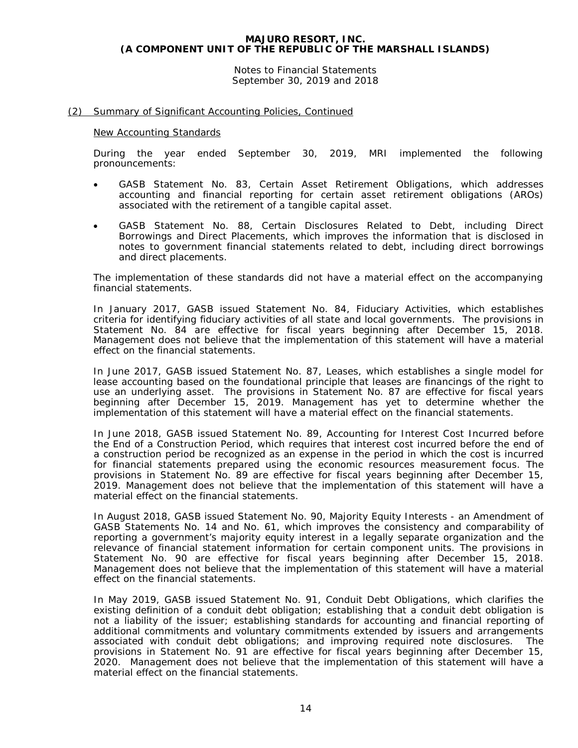## (2) Summary of Significant Accounting Policies, Continued

### New Accounting Standards

During the year ended September 30, 2019, MRI implemented the following pronouncements:

- GASB Statement No. 83, Certain Asset Retirement Obligations, which addresses accounting and financial reporting for certain asset retirement obligations (AROs) associated with the retirement of a tangible capital asset.
- GASB Statement No. 88, Certain Disclosures Related to Debt, including Direct Borrowings and Direct Placements, which improves the information that is disclosed in notes to government financial statements related to debt, including direct borrowings and direct placements.

The implementation of these standards did not have a material effect on the accompanying financial statements.

In January 2017, GASB issued Statement No. 84, Fiduciary Activities, which establishes criteria for identifying fiduciary activities of all state and local governments. The provisions in Statement No. 84 are effective for fiscal years beginning after December 15, 2018. Management does not believe that the implementation of this statement will have a material effect on the financial statements.

In June 2017, GASB issued Statement No. 87, Leases, which establishes a single model for lease accounting based on the foundational principle that leases are financings of the right to use an underlying asset. The provisions in Statement No. 87 are effective for fiscal years beginning after December 15, 2019. Management has yet to determine whether the implementation of this statement will have a material effect on the financial statements.

In June 2018, GASB issued Statement No. 89, Accounting for Interest Cost Incurred before the End of a Construction Period, which requires that interest cost incurred before the end of a construction period be recognized as an expense in the period in which the cost is incurred for financial statements prepared using the economic resources measurement focus. The provisions in Statement No. 89 are effective for fiscal years beginning after December 15, 2019. Management does not believe that the implementation of this statement will have a material effect on the financial statements.

In August 2018, GASB issued Statement No. 90, Majority Equity Interests - an Amendment of GASB Statements No. 14 and No. 61, which improves the consistency and comparability of reporting a government's majority equity interest in a legally separate organization and the relevance of financial statement information for certain component units. The provisions in Statement No. 90 are effective for fiscal years beginning after December 15, 2018. Management does not believe that the implementation of this statement will have a material effect on the financial statements.

In May 2019, GASB issued Statement No. 91, Conduit Debt Obligations, which clarifies the existing definition of a conduit debt obligation; establishing that a conduit debt obligation is not a liability of the issuer; establishing standards for accounting and financial reporting of additional commitments and voluntary commitments extended by issuers and arrangements associated with conduit debt obligations; and improving required note disclosures. The provisions in Statement No. 91 are effective for fiscal years beginning after December 15, 2020. Management does not believe that the implementation of this statement will have a material effect on the financial statements.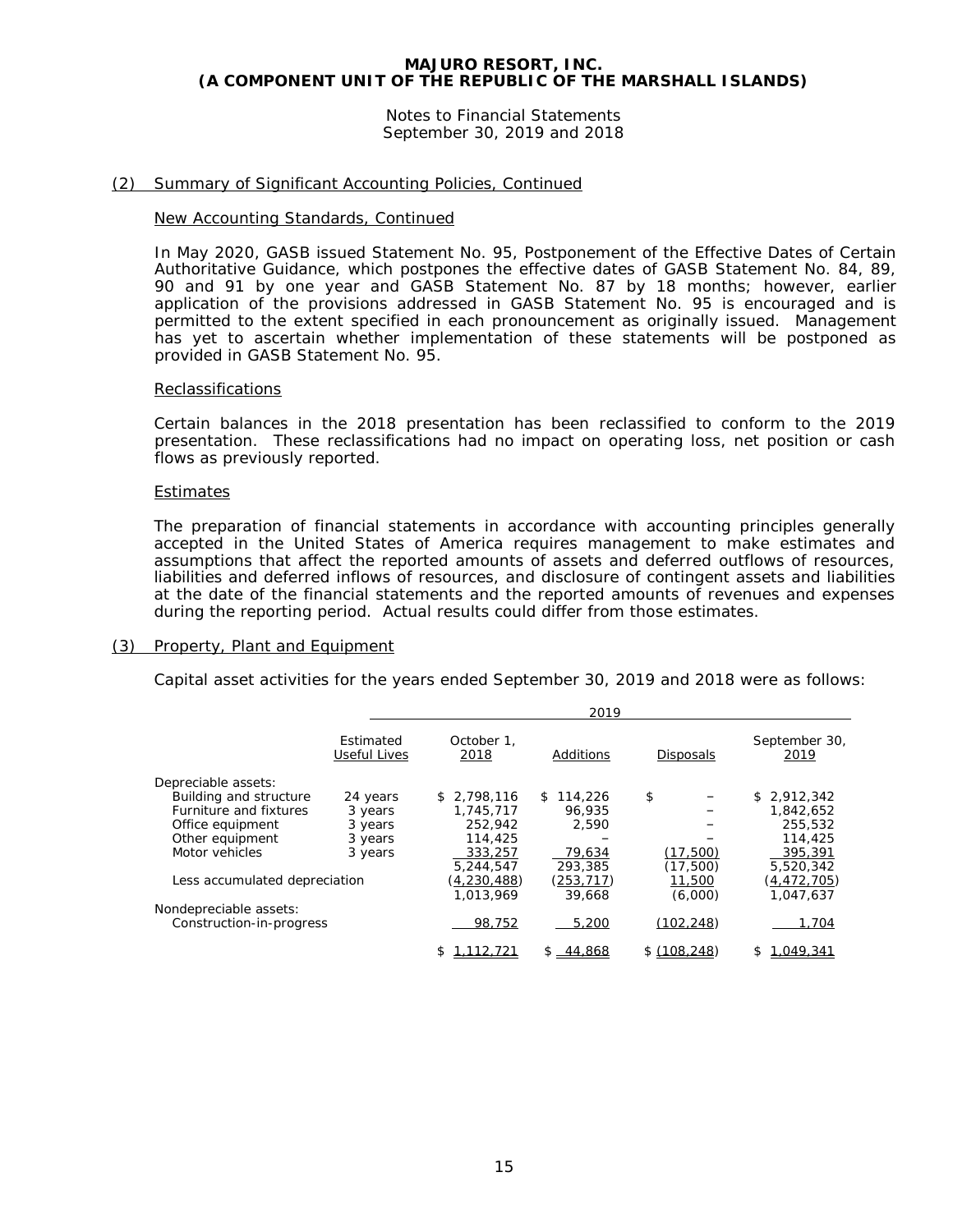# MAJURO RESORT, INC.
# (A COMPONENT UNIT OF THE REPUBLIC OF THE MARSHALL ISLANDS)

Notes to Financial Statements
September 30, 2019 and 2018

## (2) Summary of Significant Accounting Policies, Continued

### New Accounting Standards, Continued

In May 2020, GASB issued Statement No. 95, Postponement of the Effective Dates of Certain Authoritative Guidance, which postpones the effective dates of GASB Statement No. 84, 89, 90 and 91 by one year and GASB Statement No. 87 by 18 months; however, earlier application of the provisions addressed in GASB Statement No. 95 is encouraged and is permitted to the extent specified in each pronouncement as originally issued. Management has yet to ascertain whether implementation of these statements will be postponed as provided in GASB Statement No. 95.

### Reclassifications

Certain balances in the 2018 presentation has been reclassified to conform to the 2019 presentation. These reclassifications had no impact on operating loss, net position or cash flows as previously reported.

### Estimates

The preparation of financial statements in accordance with accounting principles generally accepted in the United States of America requires management to make estimates and assumptions that affect the reported amounts of assets and deferred outflows of resources, liabilities and deferred inflows of resources, and disclosure of contingent assets and liabilities at the date of the financial statements and the reported amounts of revenues and expenses during the reporting period. Actual results could differ from those estimates.

## (3) Property, Plant and Equipment

Capital asset activities for the years ended September 30, 2019 and 2018 were as follows:

| | | 2019 | | | |
|---|---|---|---|---|---|
| | Estimated Useful Lives | October 1, 2018 | Additions | Disposals | September 30, 2019 |
| Depreciable assets: | | | | | |
| Building and structure | 24 years | $ 2,798,116 | $ 114,226 | $ – | $ 2,912,342 |
| Furniture and fixtures | 3 years | 1,745,717 | 96,935 | – | 1,842,652 |
| Office equipment | 3 years | 252,942 | 2,590 | – | 255,532 |
| Other equipment | 3 years | 114,425 | – | – | 114,425 |
| Motor vehicles | 3 years | 333,257 | 79,634 | (17,500) | 395,391 |
| | | 5,244,547 | 293,385 | (17,500) | 5,520,342 |
| Less accumulated depreciation | | (4,230,488) | (253,717) | 11,500 | (4,472,705) |
| | | 1,013,969 | 39,668 | (6,000) | 1,047,637 |
| Nondepreciable assets: | | | | | |
| Construction-in-progress | | 98,752 | 5,200 | (102,248) | 1,704 |
| | | $ 1,112,721 | $ 44,868 | $ (108,248) | $ 1,049,341 |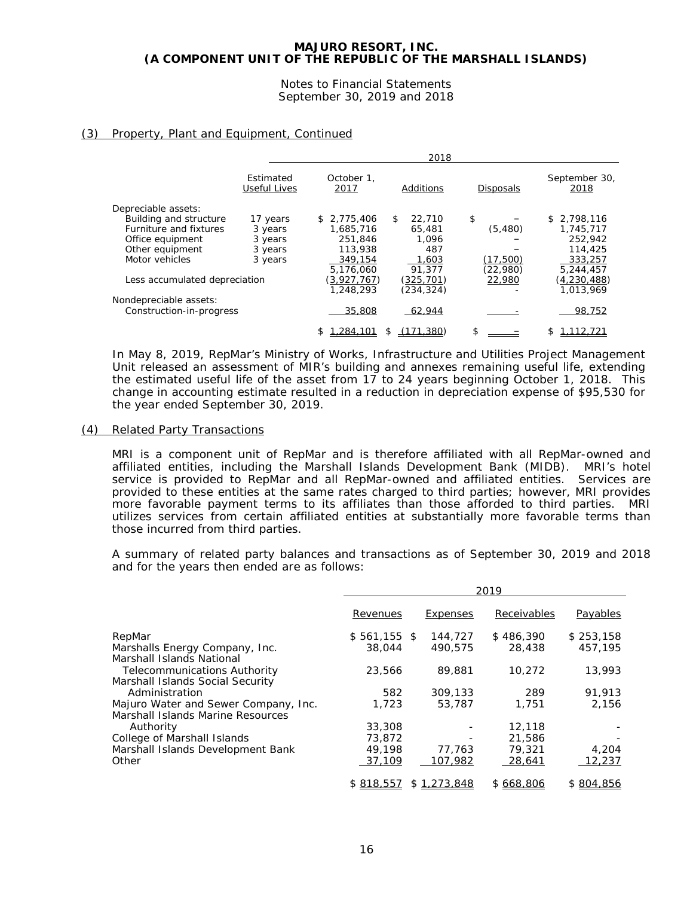MAJURO RESORT, INC.
(A COMPONENT UNIT OF THE REPUBLIC OF THE MARSHALL ISLANDS)

Notes to Financial Statements
September 30, 2019 and 2018

## (3) Property, Plant and Equipment, Continued

| | 2018 | | | | |
|---|---|---|---|---|---|
| | Estimated Useful Lives | October 1, 2017 | Additions | Disposals | September 30, 2018 |
| Depreciable assets: | | | | | |
| Building and structure | 17 years | $ 2,775,406 | $ 22,710 | $ – | $ 2,798,116 |
| Furniture and fixtures | 3 years | 1,685,716 | 65,481 | (5,480) | 1,745,717 |
| Office equipment | 3 years | 251,846 | 1,096 | – | 252,942 |
| Other equipment | 3 years | 113,938 | 487 | – | 114,425 |
| Motor vehicles | 3 years | 349,154 | 1,603 | (17,500) | 333,257 |
| | | 5,176,060 | 91,377 | (22,980) | 5,244,457 |
| Less accumulated depreciation | | (3,927,767) | (325,701) | 22,980 | (4,230,488) |
| | | 1,248,293 | (234,324) | - | 1,013,969 |
| Nondepreciable assets: | | | | | |
| Construction-in-progress | | 35,808 | 62,944 | - | 98,752 |
| | | $ 1,284,101 | $ (171,380) | $ – | $ 1,112,721 |

In May 8, 2019, RepMar's Ministry of Works, Infrastructure and Utilities Project Management Unit released an assessment of MIR's building and annexes remaining useful life, extending the estimated useful life of the asset from 17 to 24 years beginning October 1, 2018. This change in accounting estimate resulted in a reduction in depreciation expense of $95,530 for the year ended September 30, 2019.

## (4) Related Party Transactions

MRI is a component unit of RepMar and is therefore affiliated with all RepMar-owned and affiliated entities, including the Marshall Islands Development Bank (MIDB). MRI's hotel service is provided to RepMar and all RepMar-owned and affiliated entities. Services are provided to these entities at the same rates charged to third parties; however, MRI provides more favorable payment terms to its affiliates than those afforded to third parties. MRI utilizes services from certain affiliated entities at substantially more favorable terms than those incurred from third parties.

A summary of related party balances and transactions as of September 30, 2019 and 2018 and for the years then ended are as follows:

| | 2019 | | | |
|---|---|---|---|---|
| | Revenues | Expenses | Receivables | Payables |
| RepMar | $ 561,155 | $ 144,727 | $ 486,390 | $ 253,158 |
| Marshalls Energy Company, Inc. | 38,044 | 490,575 | 28,438 | 457,195 |
| Marshall Islands National Telecommunications Authority | 23,566 | 89,881 | 10,272 | 13,993 |
| Marshall Islands Social Security Administration | 582 | 309,133 | 289 | 91,913 |
| Majuro Water and Sewer Company, Inc. | 1,723 | 53,787 | 1,751 | 2,156 |
| Marshall Islands Marine Resources Authority | 33,308 | - | 12,118 | - |
| College of Marshall Islands | 73,872 | - | 21,586 | - |
| Marshall Islands Development Bank | 49,198 | 77,763 | 79,321 | 4,204 |
| Other | 37,109 | 107,982 | 28,641 | 12,237 |
| | $ 818,557 | $ 1,273,848 | $ 668,806 | $ 804,856 |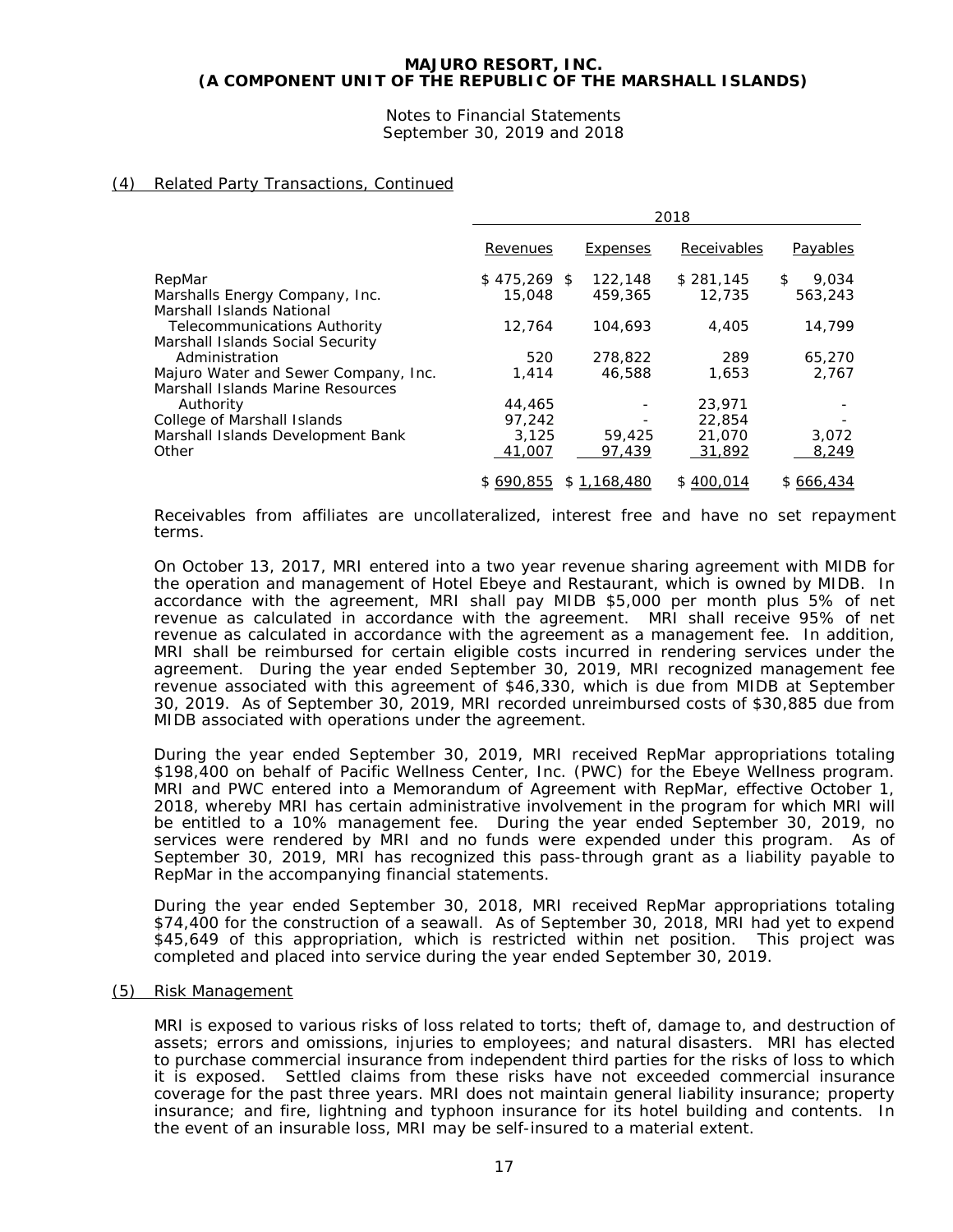**MAJURO RESORT, INC.**
**(A COMPONENT UNIT OF THE REPUBLIC OF THE MARSHALL ISLANDS)**

Notes to Financial Statements
September 30, 2019 and 2018

## (4) Related Party Transactions, Continued

| | 2018 | | | |
|---|---|---|---|---|
| | Revenues | Expenses | Receivables | Payables |
| RepMar | $ 475,269 | $ 122,148 | $ 281,145 | $ 9,034 |
| Marshalls Energy Company, Inc. | 15,048 | 459,365 | 12,735 | 563,243 |
| Marshall Islands National Telecommunications Authority | 12,764 | 104,693 | 4,405 | 14,799 |
| Marshall Islands Social Security Administration | 520 | 278,822 | 289 | 65,270 |
| Majuro Water and Sewer Company, Inc. | 1,414 | 46,588 | 1,653 | 2,767 |
| Marshall Islands Marine Resources Authority | 44,465 | - | 23,971 | - |
| College of Marshall Islands | 97,242 | - | 22,854 | - |
| Marshall Islands Development Bank | 3,125 | 59,425 | 21,070 | 3,072 |
| Other | 41,007 | 97,439 | 31,892 | 8,249 |
| | $ 690,855 | $ 1,168,480 | $ 400,014 | $ 666,434 |

Receivables from affiliates are uncollateralized, interest free and have no set repayment terms.

On October 13, 2017, MRI entered into a two year revenue sharing agreement with MIDB for the operation and management of Hotel Ebeye and Restaurant, which is owned by MIDB. In accordance with the agreement, MRI shall pay MIDB $5,000 per month plus 5% of net revenue as calculated in accordance with the agreement. MRI shall receive 95% of net revenue as calculated in accordance with the agreement as a management fee. In addition, MRI shall be reimbursed for certain eligible costs incurred in rendering services under the agreement. During the year ended September 30, 2019, MRI recognized management fee revenue associated with this agreement of $46,330, which is due from MIDB at September 30, 2019. As of September 30, 2019, MRI recorded unreimbursed costs of $30,885 due from MIDB associated with operations under the agreement.

During the year ended September 30, 2019, MRI received RepMar appropriations totaling $198,400 on behalf of Pacific Wellness Center, Inc. (PWC) for the Ebeye Wellness program. MRI and PWC entered into a Memorandum of Agreement with RepMar, effective October 1, 2018, whereby MRI has certain administrative involvement in the program for which MRI will be entitled to a 10% management fee. During the year ended September 30, 2019, no services were rendered by MRI and no funds were expended under this program. As of September 30, 2019, MRI has recognized this pass-through grant as a liability payable to RepMar in the accompanying financial statements.

During the year ended September 30, 2018, MRI received RepMar appropriations totaling $74,400 for the construction of a seawall. As of September 30, 2018, MRI had yet to expend $45,649 of this appropriation, which is restricted within net position. This project was completed and placed into service during the year ended September 30, 2019.

## (5) Risk Management

MRI is exposed to various risks of loss related to torts; theft of, damage to, and destruction of assets; errors and omissions, injuries to employees; and natural disasters. MRI has elected to purchase commercial insurance from independent third parties for the risks of loss to which it is exposed. Settled claims from these risks have not exceeded commercial insurance coverage for the past three years. MRI does not maintain general liability insurance; property insurance; and fire, lightning and typhoon insurance for its hotel building and contents. In the event of an insurable loss, MRI may be self-insured to a material extent.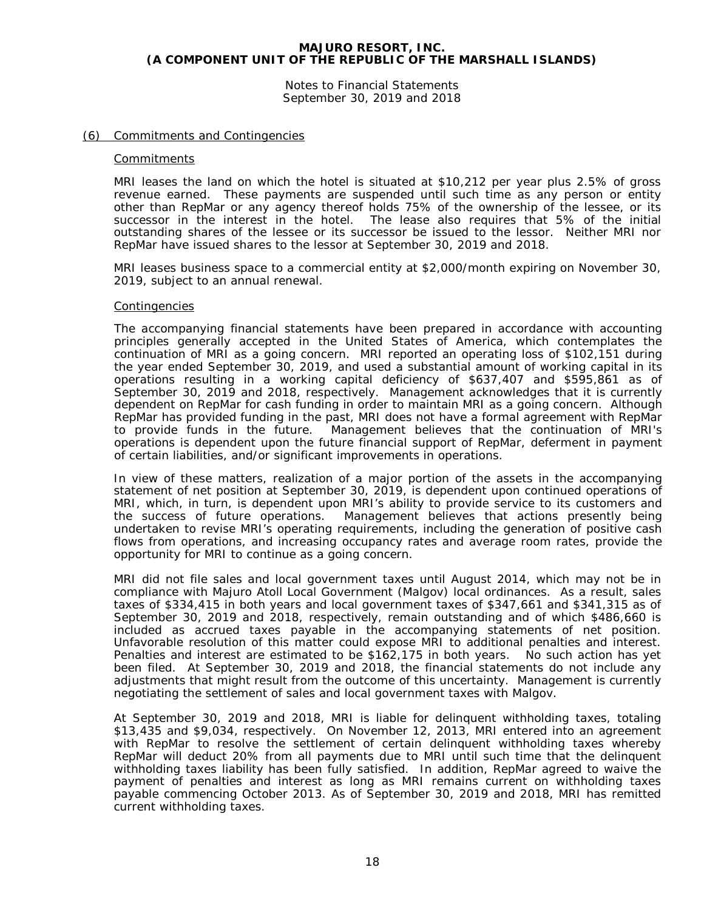## (6) Commitments and Contingencies

### Commitments

MRI leases the land on which the hotel is situated at $10,212 per year plus 2.5% of gross revenue earned. These payments are suspended until such time as any person or entity other than RepMar or any agency thereof holds 75% of the ownership of the lessee, or its successor in the interest in the hotel. The lease also requires that 5% of the initial outstanding shares of the lessee or its successor be issued to the lessor. Neither MRI nor RepMar have issued shares to the lessor at September 30, 2019 and 2018.

MRI leases business space to a commercial entity at $2,000/month expiring on November 30, 2019, subject to an annual renewal.

### Contingencies

The accompanying financial statements have been prepared in accordance with accounting principles generally accepted in the United States of America, which contemplates the continuation of MRI as a going concern. MRI reported an operating loss of $102,151 during the year ended September 30, 2019, and used a substantial amount of working capital in its operations resulting in a working capital deficiency of $637,407 and $595,861 as of September 30, 2019 and 2018, respectively. Management acknowledges that it is currently dependent on RepMar for cash funding in order to maintain MRI as a going concern. Although RepMar has provided funding in the past, MRI does not have a formal agreement with RepMar to provide funds in the future. Management believes that the continuation of MRI's operations is dependent upon the future financial support of RepMar, deferment in payment of certain liabilities, and/or significant improvements in operations.

In view of these matters, realization of a major portion of the assets in the accompanying statement of net position at September 30, 2019, is dependent upon continued operations of MRI, which, in turn, is dependent upon MRI's ability to provide service to its customers and the success of future operations. Management believes that actions presently being undertaken to revise MRI's operating requirements, including the generation of positive cash flows from operations, and increasing occupancy rates and average room rates, provide the opportunity for MRI to continue as a going concern.

MRI did not file sales and local government taxes until August 2014, which may not be in compliance with Majuro Atoll Local Government (Malgov) local ordinances. As a result, sales taxes of $334,415 in both years and local government taxes of $347,661 and $341,315 as of September 30, 2019 and 2018, respectively, remain outstanding and of which $486,660 is included as accrued taxes payable in the accompanying statements of net position. Unfavorable resolution of this matter could expose MRI to additional penalties and interest. Penalties and interest are estimated to be $162,175 in both years. No such action has yet been filed. At September 30, 2019 and 2018, the financial statements do not include any adjustments that might result from the outcome of this uncertainty. Management is currently negotiating the settlement of sales and local government taxes with Malgov.

At September 30, 2019 and 2018, MRI is liable for delinquent withholding taxes, totaling $13,435 and $9,034, respectively. On November 12, 2013, MRI entered into an agreement with RepMar to resolve the settlement of certain delinquent withholding taxes whereby RepMar will deduct 20% from all payments due to MRI until such time that the delinquent withholding taxes liability has been fully satisfied. In addition, RepMar agreed to waive the payment of penalties and interest as long as MRI remains current on withholding taxes payable commencing October 2013. As of September 30, 2019 and 2018, MRI has remitted current withholding taxes.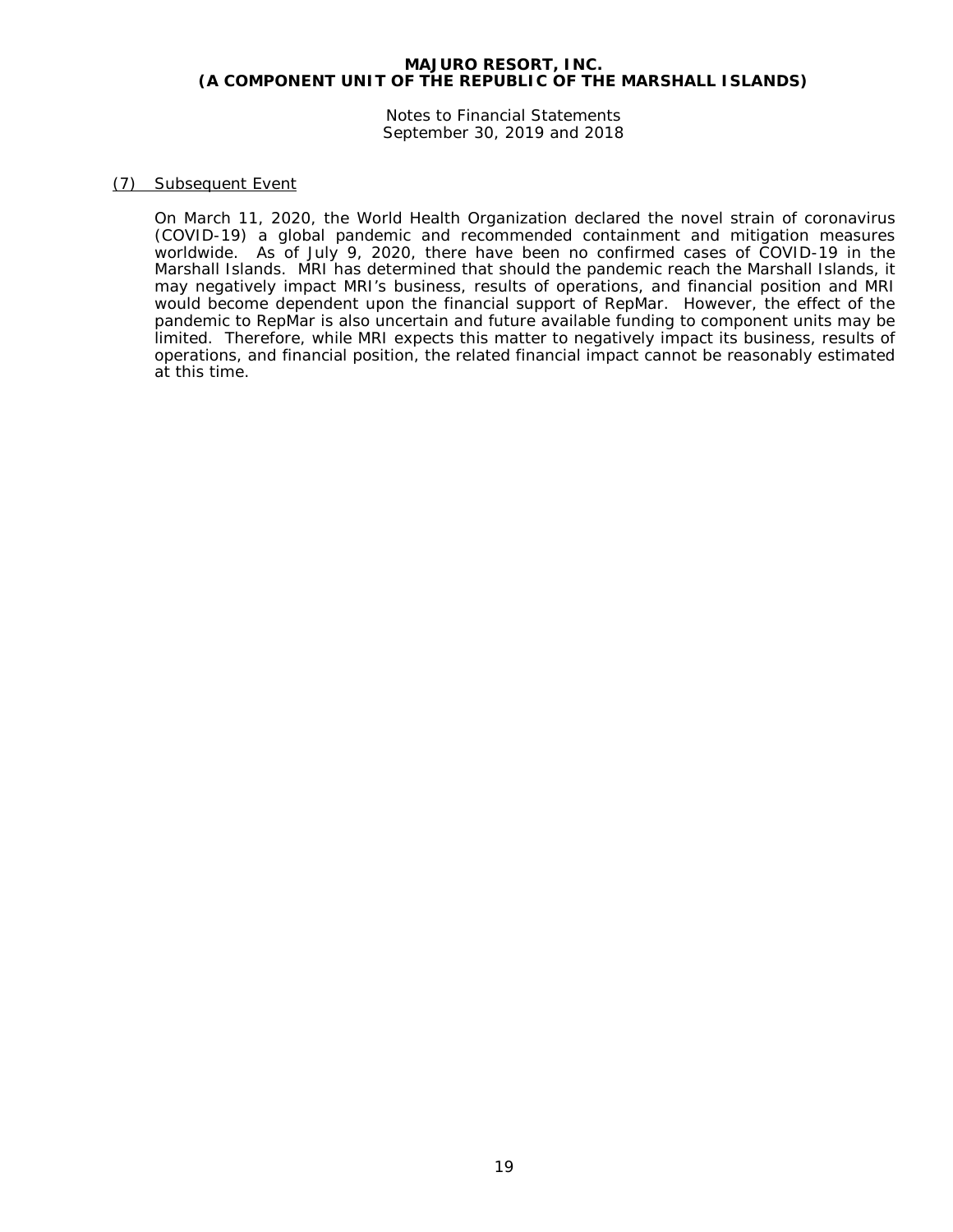# MAJURO RESORT, INC.
# (A COMPONENT UNIT OF THE REPUBLIC OF THE MARSHALL ISLANDS)

Notes to Financial Statements
September 30, 2019 and 2018

## (7) Subsequent Event

On March 11, 2020, the World Health Organization declared the novel strain of coronavirus (COVID-19) a global pandemic and recommended containment and mitigation measures worldwide. As of July 9, 2020, there have been no confirmed cases of COVID-19 in the Marshall Islands. MRI has determined that should the pandemic reach the Marshall Islands, it may negatively impact MRI's business, results of operations, and financial position and MRI would become dependent upon the financial support of RepMar. However, the effect of the pandemic to RepMar is also uncertain and future available funding to component units may be limited. Therefore, while MRI expects this matter to negatively impact its business, results of operations, and financial position, the related financial impact cannot be reasonably estimated at this time.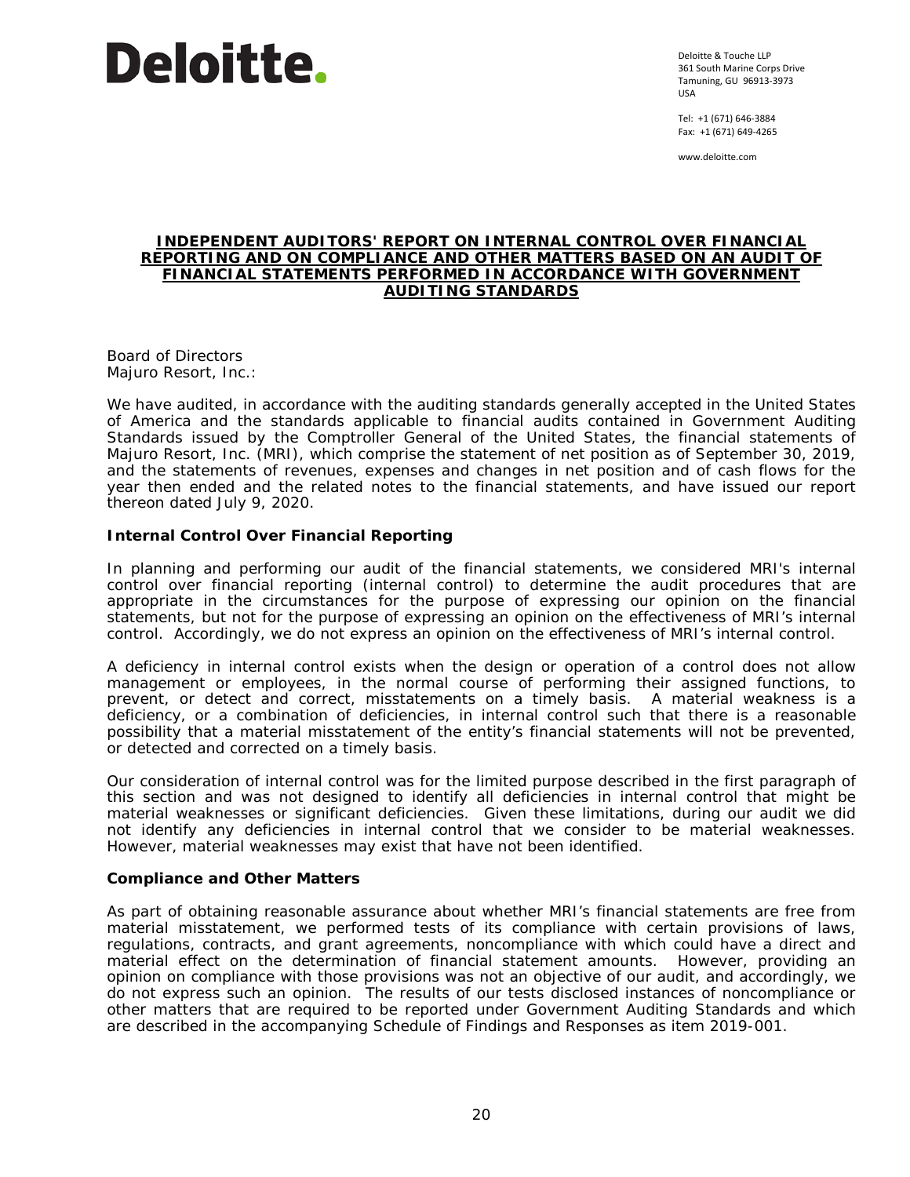Deloitte.

Deloitte & Touche LLP
361 South Marine Corps Drive
Tamuning, GU 96913-3973
USA

Tel: +1 (671) 646-3884
Fax: +1 (671) 649-4265

www.deloitte.com

# INDEPENDENT AUDITORS' REPORT ON INTERNAL CONTROL OVER FINANCIAL REPORTING AND ON COMPLIANCE AND OTHER MATTERS BASED ON AN AUDIT OF FINANCIAL STATEMENTS PERFORMED IN ACCORDANCE WITH GOVERNMENT AUDITING STANDARDS

Board of Directors
Majuro Resort, Inc.:

We have audited, in accordance with the auditing standards generally accepted in the United States of America and the standards applicable to financial audits contained in Government Auditing Standards issued by the Comptroller General of the United States, the financial statements of Majuro Resort, Inc. (MRI), which comprise the statement of net position as of September 30, 2019, and the statements of revenues, expenses and changes in net position and of cash flows for the year then ended and the related notes to the financial statements, and have issued our report thereon dated July 9, 2020.

## Internal Control Over Financial Reporting

In planning and performing our audit of the financial statements, we considered MRI's internal control over financial reporting (internal control) to determine the audit procedures that are appropriate in the circumstances for the purpose of expressing our opinion on the financial statements, but not for the purpose of expressing an opinion on the effectiveness of MRI's internal control. Accordingly, we do not express an opinion on the effectiveness of MRI's internal control.

A deficiency in internal control exists when the design or operation of a control does not allow management or employees, in the normal course of performing their assigned functions, to prevent, or detect and correct, misstatements on a timely basis. A material weakness is a deficiency, or a combination of deficiencies, in internal control such that there is a reasonable possibility that a material misstatement of the entity's financial statements will not be prevented, or detected and corrected on a timely basis.

Our consideration of internal control was for the limited purpose described in the first paragraph of this section and was not designed to identify all deficiencies in internal control that might be material weaknesses or significant deficiencies. Given these limitations, during our audit we did not identify any deficiencies in internal control that we consider to be material weaknesses. However, material weaknesses may exist that have not been identified.

## Compliance and Other Matters

As part of obtaining reasonable assurance about whether MRI's financial statements are free from material misstatement, we performed tests of its compliance with certain provisions of laws, regulations, contracts, and grant agreements, noncompliance with which could have a direct and material effect on the determination of financial statement amounts. However, providing an opinion on compliance with those provisions was not an objective of our audit, and accordingly, we do not express such an opinion. The results of our tests disclosed instances of noncompliance or other matters that are required to be reported under Government Auditing Standards and which are described in the accompanying Schedule of Findings and Responses as item 2019-001.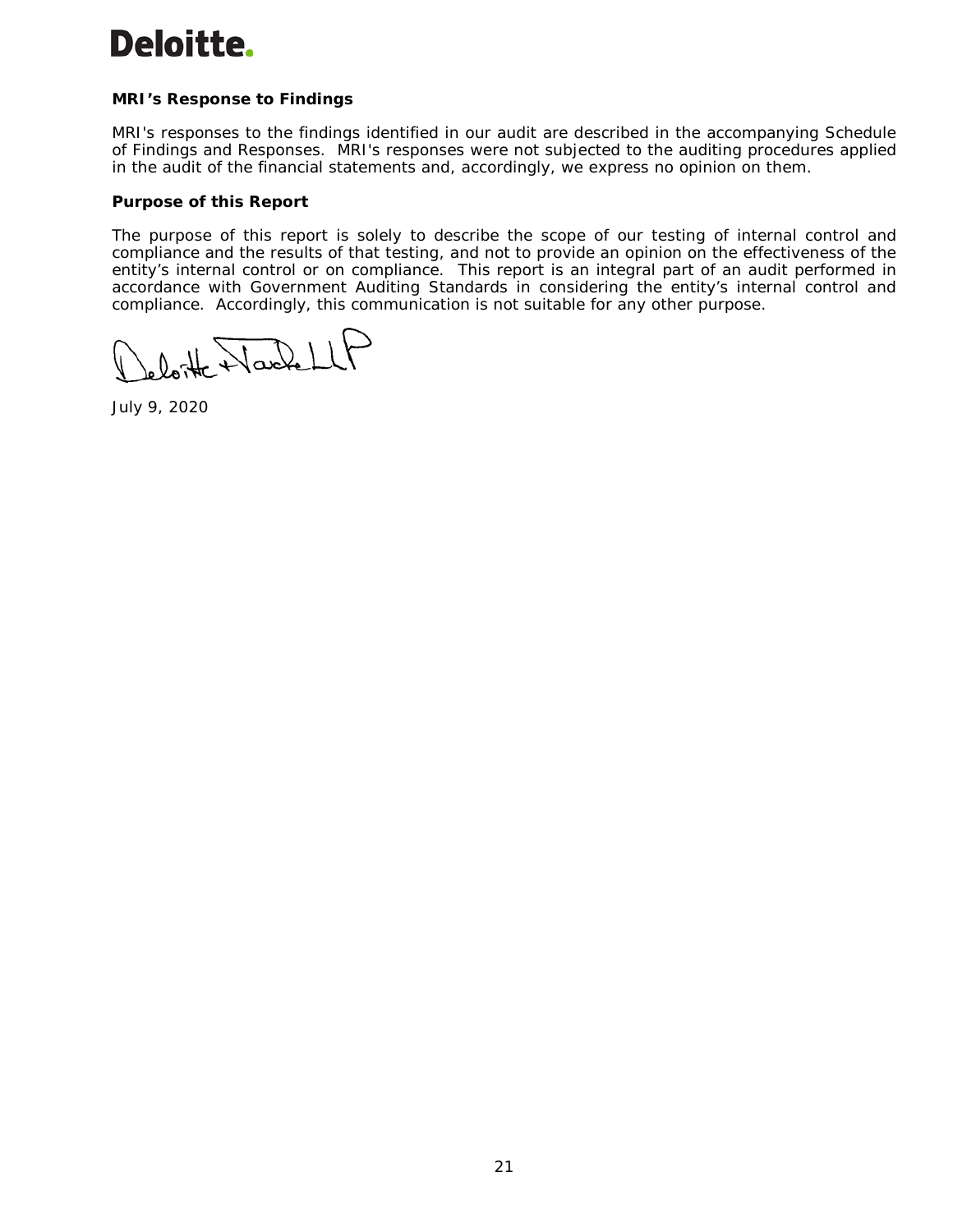**MRI's Response to Findings**

MRI's responses to the findings identified in our audit are described in the accompanying Schedule of Findings and Responses. MRI's responses were not subjected to the auditing procedures applied in the audit of the financial statements and, accordingly, we express no opinion on them.

**Purpose of this Report**

The purpose of this report is solely to describe the scope of our testing of internal control and compliance and the results of that testing, and not to provide an opinion on the effectiveness of the entity's internal control or on compliance. This report is an integral part of an audit performed in accordance with Government Auditing Standards in considering the entity's internal control and compliance. Accordingly, this communication is not suitable for any other purpose.

Deloitte & Touche LLP

July 9, 2020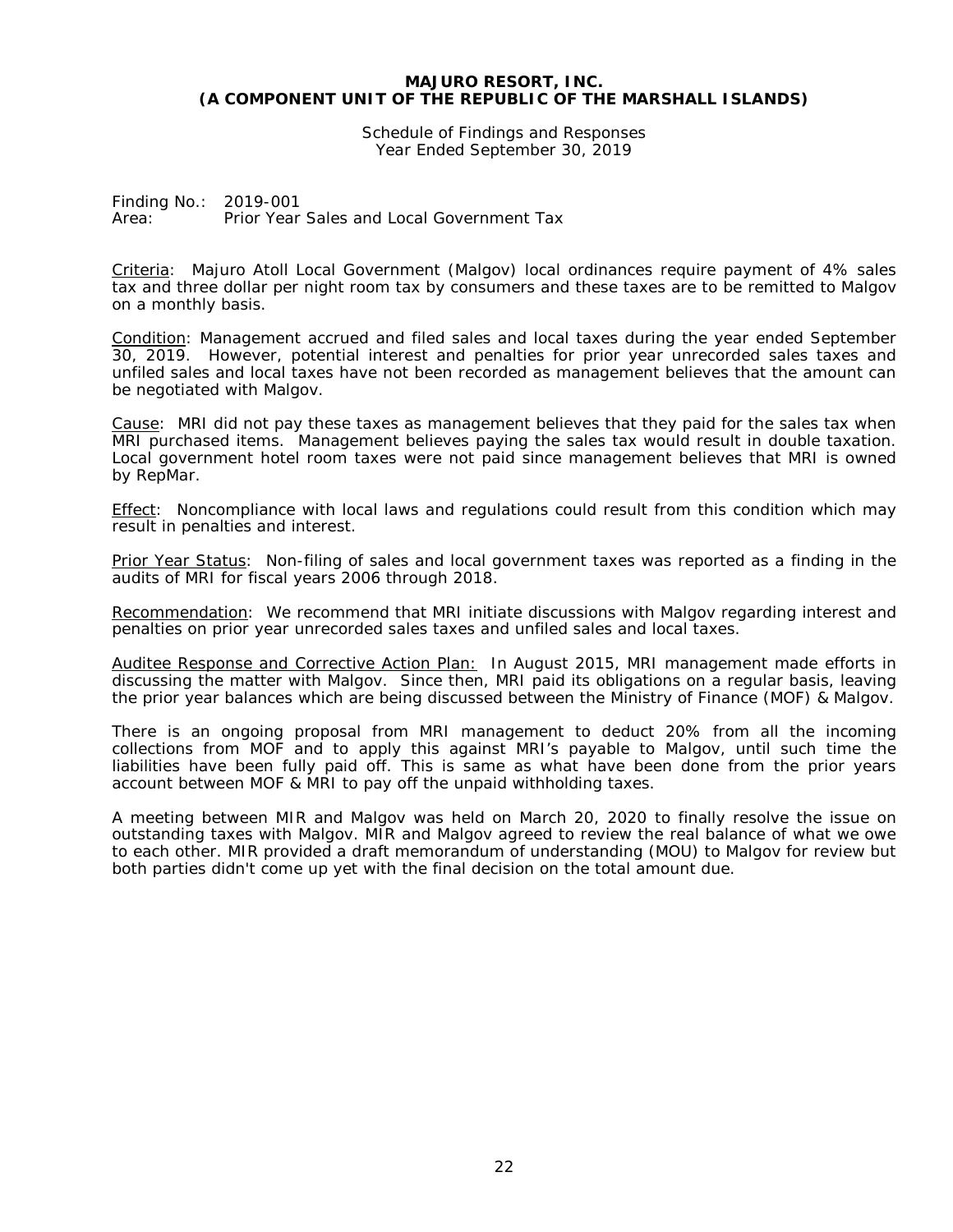**MAJURO RESORT, INC.**
**(A COMPONENT UNIT OF THE REPUBLIC OF THE MARSHALL ISLANDS)**

Schedule of Findings and Responses
Year Ended September 30, 2019

Finding No.: 2019-001
Area: Prior Year Sales and Local Government Tax

Criteria: Majuro Atoll Local Government (Malgov) local ordinances require payment of 4% sales tax and three dollar per night room tax by consumers and these taxes are to be remitted to Malgov on a monthly basis.

Condition: Management accrued and filed sales and local taxes during the year ended September 30, 2019. However, potential interest and penalties for prior year unrecorded sales taxes and unfiled sales and local taxes have not been recorded as management believes that the amount can be negotiated with Malgov.

Cause: MRI did not pay these taxes as management believes that they paid for the sales tax when MRI purchased items. Management believes paying the sales tax would result in double taxation. Local government hotel room taxes were not paid since management believes that MRI is owned by RepMar.

Effect: Noncompliance with local laws and regulations could result from this condition which may result in penalties and interest.

Prior Year Status: Non-filing of sales and local government taxes was reported as a finding in the audits of MRI for fiscal years 2006 through 2018.

Recommendation: We recommend that MRI initiate discussions with Malgov regarding interest and penalties on prior year unrecorded sales taxes and unfiled sales and local taxes.

Auditee Response and Corrective Action Plan: In August 2015, MRI management made efforts in discussing the matter with Malgov. Since then, MRI paid its obligations on a regular basis, leaving the prior year balances which are being discussed between the Ministry of Finance (MOF) & Malgov.

There is an ongoing proposal from MRI management to deduct 20% from all the incoming collections from MOF and to apply this against MRI's payable to Malgov, until such time the liabilities have been fully paid off. This is same as what have been done from the prior years account between MOF & MRI to pay off the unpaid withholding taxes.

A meeting between MIR and Malgov was held on March 20, 2020 to finally resolve the issue on outstanding taxes with Malgov. MIR and Malgov agreed to review the real balance of what we owe to each other. MIR provided a draft memorandum of understanding (MOU) to Malgov for review but both parties didn't come up yet with the final decision on the total amount due.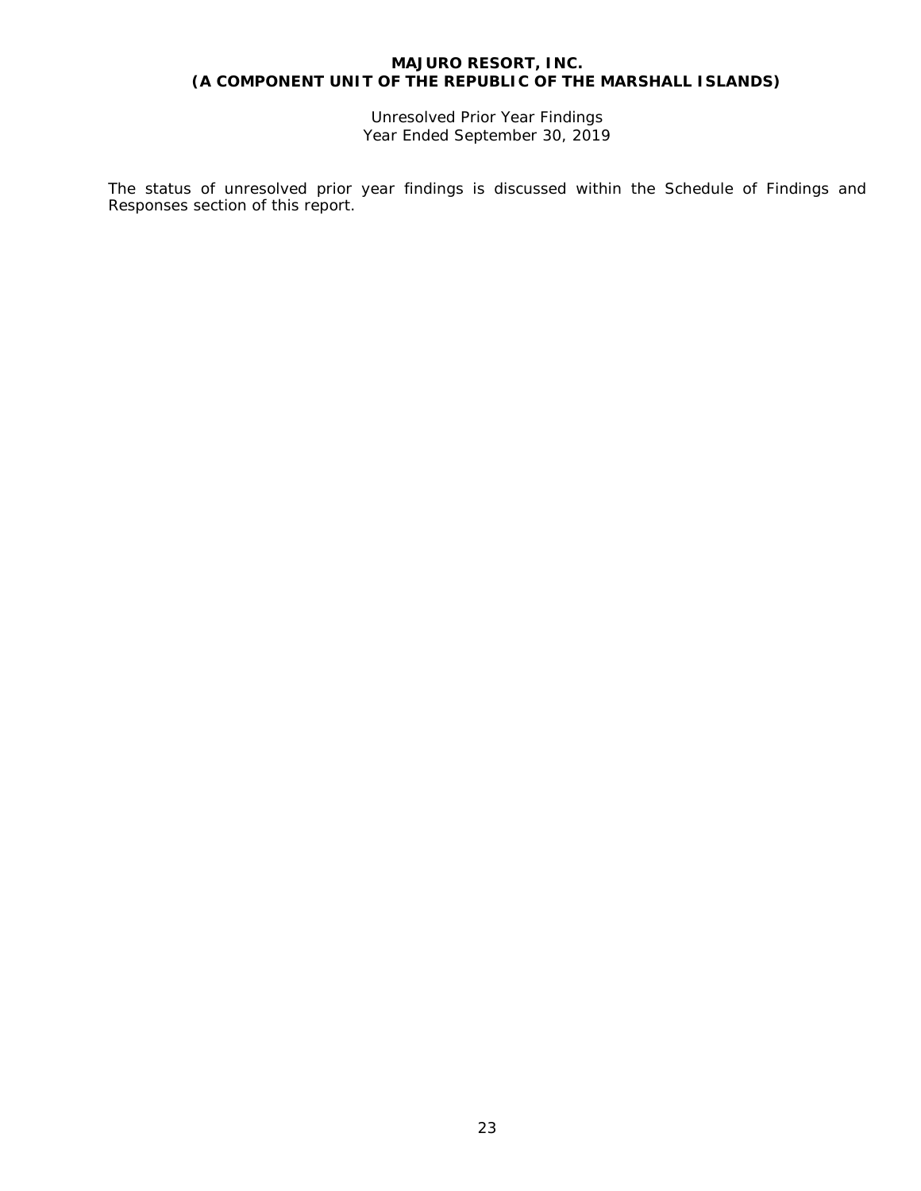**MAJURO RESORT, INC.**
**(A COMPONENT UNIT OF THE REPUBLIC OF THE MARSHALL ISLANDS)**

Unresolved Prior Year Findings
Year Ended September 30, 2019

The status of unresolved prior year findings is discussed within the Schedule of Findings and Responses section of this report.